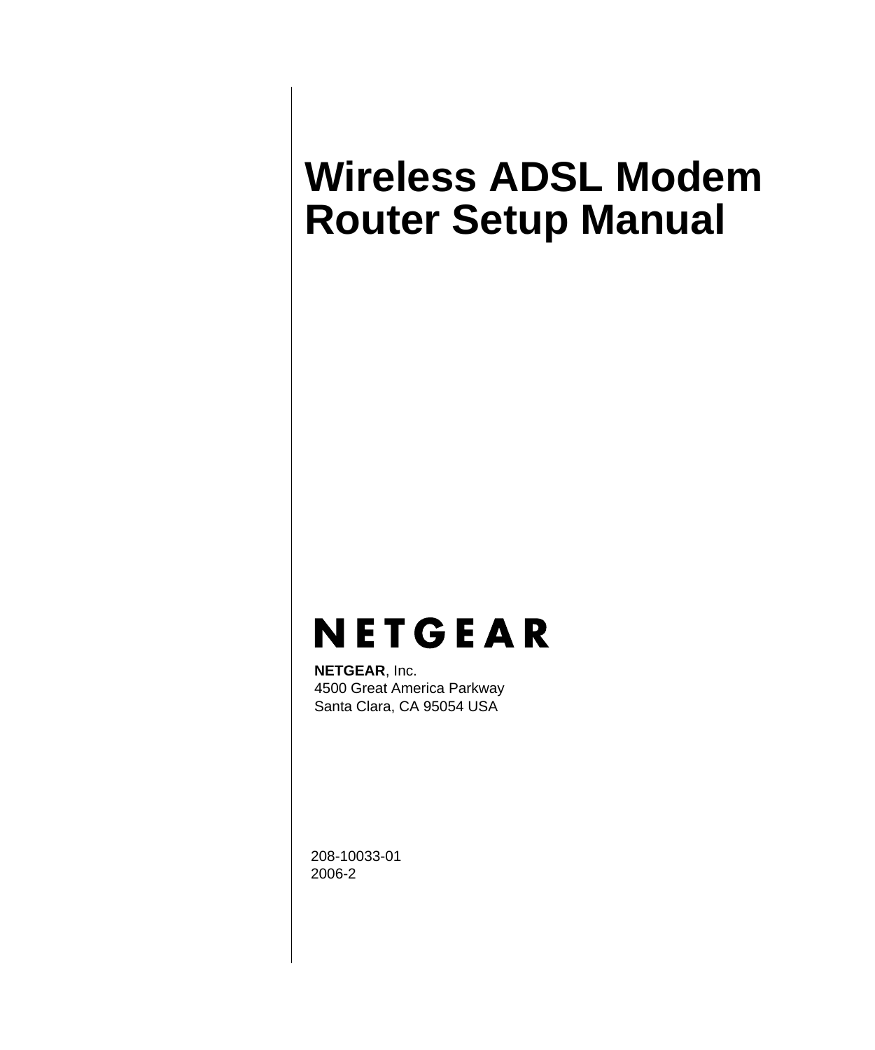# Wireless ADSL Modem Router Setup Manual

NETGEAR

**NETGEAR**, Inc.
4500 Great America Parkway
Santa Clara, CA 95054 USA

208-10033-01
2006-2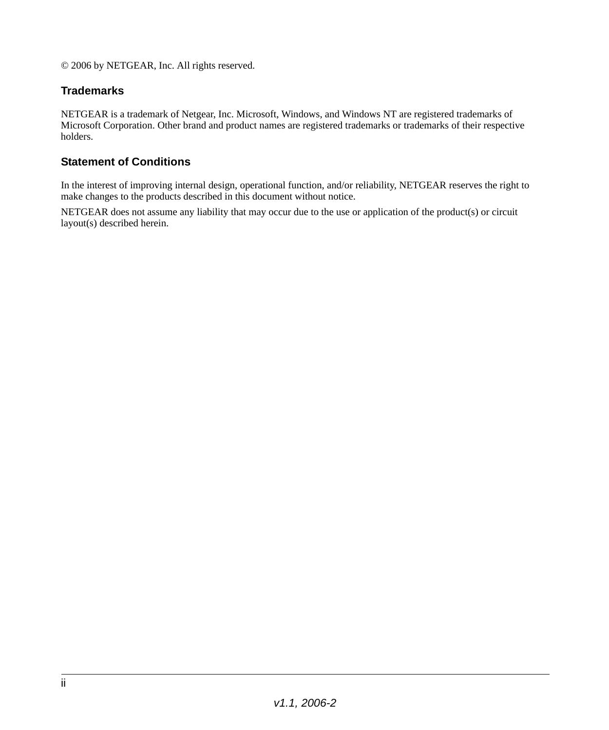© 2006 by NETGEAR, Inc. All rights reserved.

## Trademarks

NETGEAR is a trademark of Netgear, Inc. Microsoft, Windows, and Windows NT are registered trademarks of Microsoft Corporation. Other brand and product names are registered trademarks or trademarks of their respective holders.

## Statement of Conditions

In the interest of improving internal design, operational function, and/or reliability, NETGEAR reserves the right to make changes to the products described in this document without notice.

NETGEAR does not assume any liability that may occur due to the use or application of the product(s) or circuit layout(s) described herein.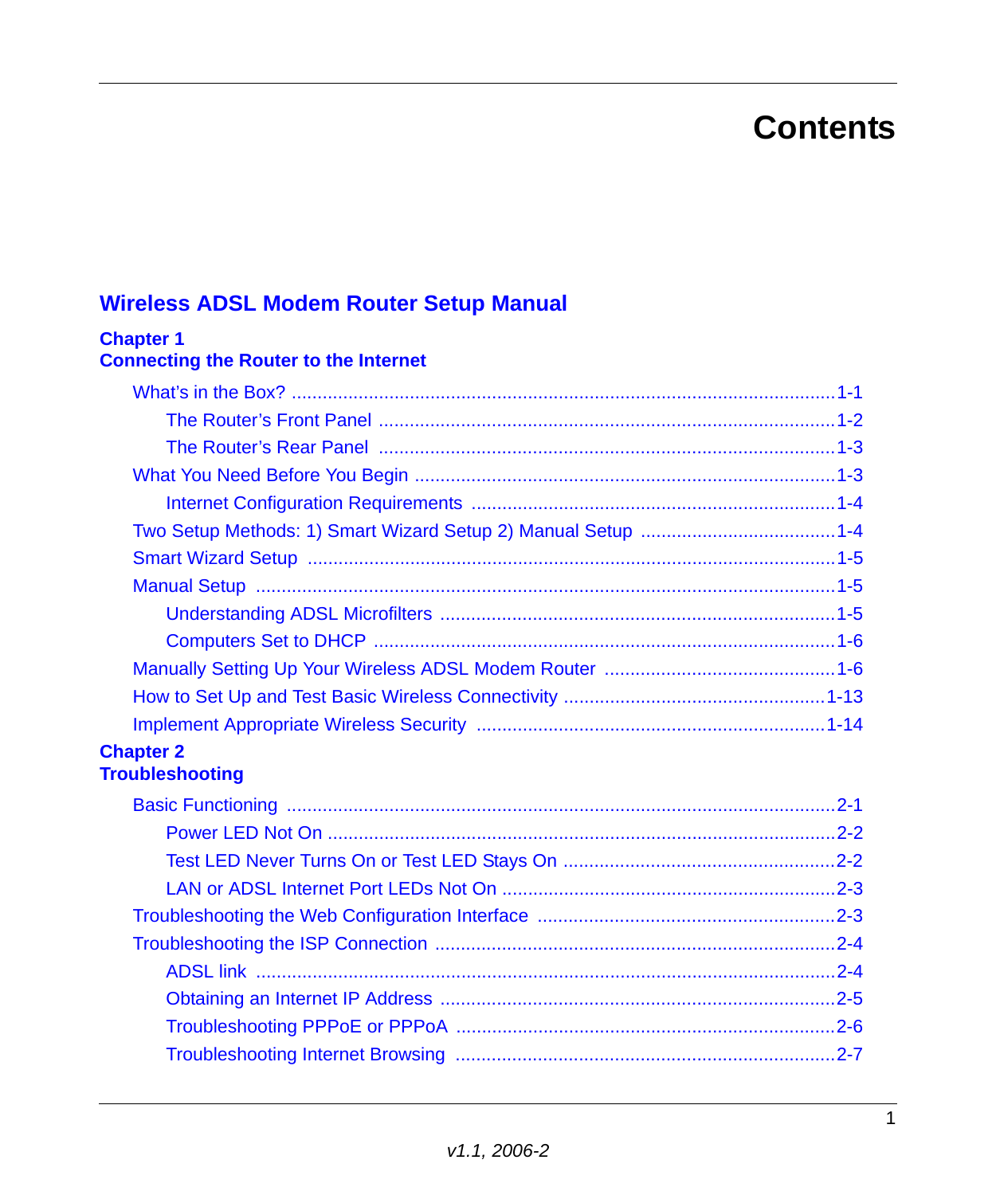# Contents

## Wireless ADSL Modem Router Setup Manual

### Chapter 1
### Connecting the Router to the Internet

- What's in the Box? ....................................................................................................1-1
  - The Router's Front Panel ......................................................................................1-2
  - The Router's Rear Panel .......................................................................................1-3
- What You Need Before You Begin .............................................................................1-3
  - Internet Configuration Requirements ....................................................................1-4
- Two Setup Methods: 1) Smart Wizard Setup 2) Manual Setup ....................................1-4
- Smart Wizard Setup ..................................................................................................1-5
- Manual Setup ............................................................................................................1-5
  - Understanding ADSL Microfilters ..........................................................................1-5
  - Computers Set to DHCP .......................................................................................1-6
- Manually Setting Up Your Wireless ADSL Modem Router ...........................................1-6
- How to Set Up and Test Basic Wireless Connectivity .................................................1-13
- Implement Appropriate Wireless Security .................................................................1-14

### Chapter 2
### Troubleshooting

- Basic Functioning ......................................................................................................2-1
  - Power LED Not On ................................................................................................2-2
  - Test LED Never Turns On or Test LED Stays On ..................................................2-2
  - LAN or ADSL Internet Port LEDs Not On ..............................................................2-3
- Troubleshooting the Web Configuration Interface .......................................................2-3
- Troubleshooting the ISP Connection ..........................................................................2-4
  - ADSL link ..............................................................................................................2-4
  - Obtaining an Internet IP Address ..........................................................................2-5
  - Troubleshooting PPPoE or PPPoA .......................................................................2-6
  - Troubleshooting Internet Browsing .......................................................................2-7

*v1.1, 2006-2*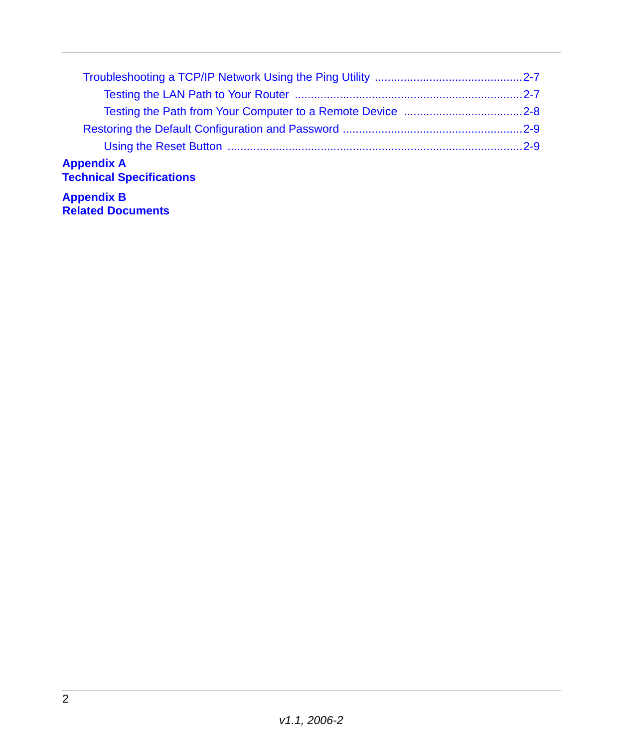Troubleshooting a TCP/IP Network Using the Ping Utility .............................................2-7

Testing the LAN Path to Your Router .......................................................................2-7

Testing the Path from Your Computer to a Remote Device .....................................2-8

Restoring the Default Configuration and Password .......................................................2-9

Using the Reset Button ...........................................................................................2-9

**Appendix A**
**Technical Specifications**

**Appendix B**
**Related Documents**

*v1.1, 2006-2*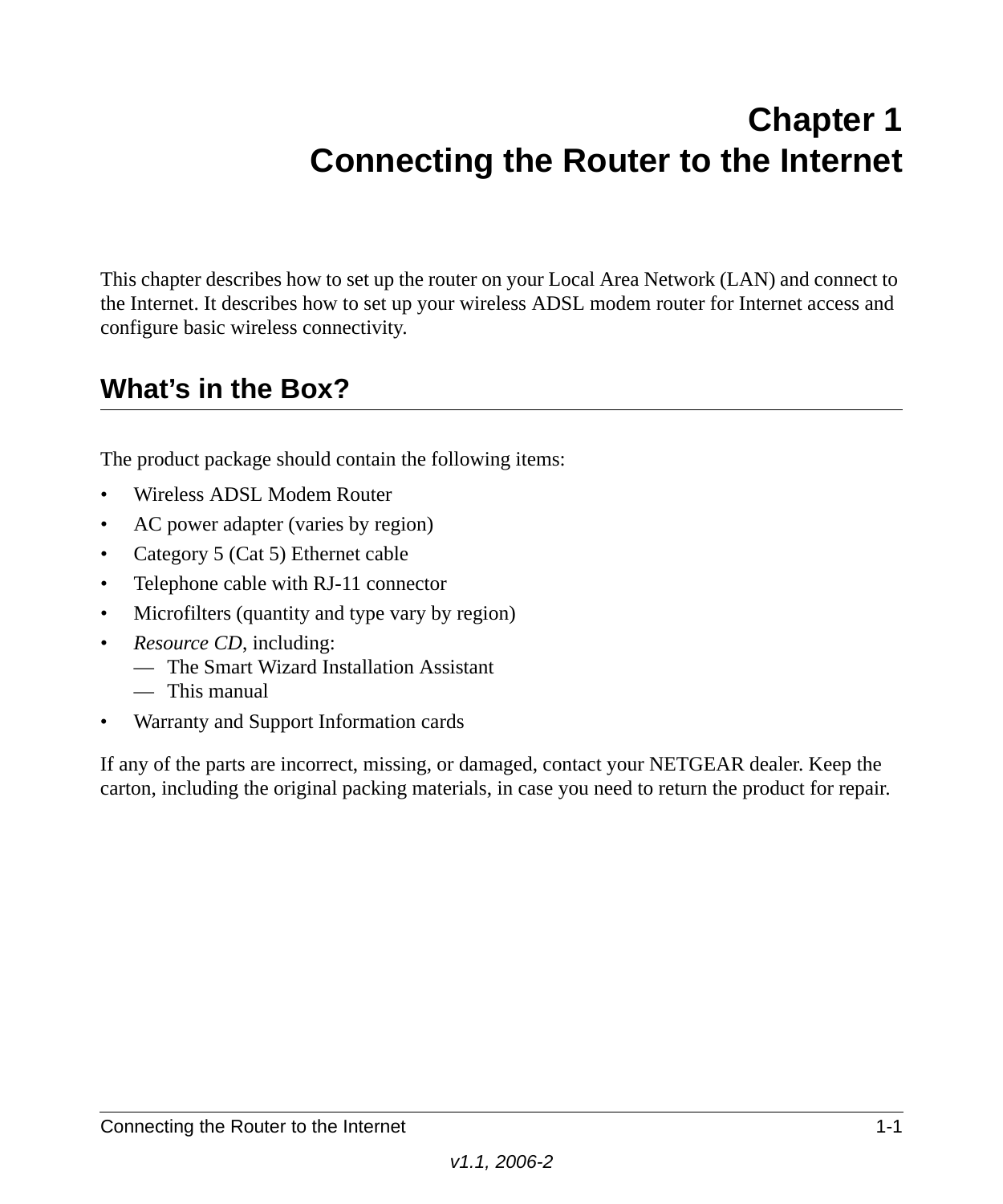# Chapter 1
# Connecting the Router to the Internet

This chapter describes how to set up the router on your Local Area Network (LAN) and connect to the Internet. It describes how to set up your wireless ADSL modem router for Internet access and configure basic wireless connectivity.

## What's in the Box?

The product package should contain the following items:

- Wireless ADSL Modem Router
- AC power adapter (varies by region)
- Category 5 (Cat 5) Ethernet cable
- Telephone cable with RJ-11 connector
- Microfilters (quantity and type vary by region)
- *Resource CD*, including:
  - — The Smart Wizard Installation Assistant
  - — This manual
- Warranty and Support Information cards

If any of the parts are incorrect, missing, or damaged, contact your NETGEAR dealer. Keep the carton, including the original packing materials, in case you need to return the product for repair.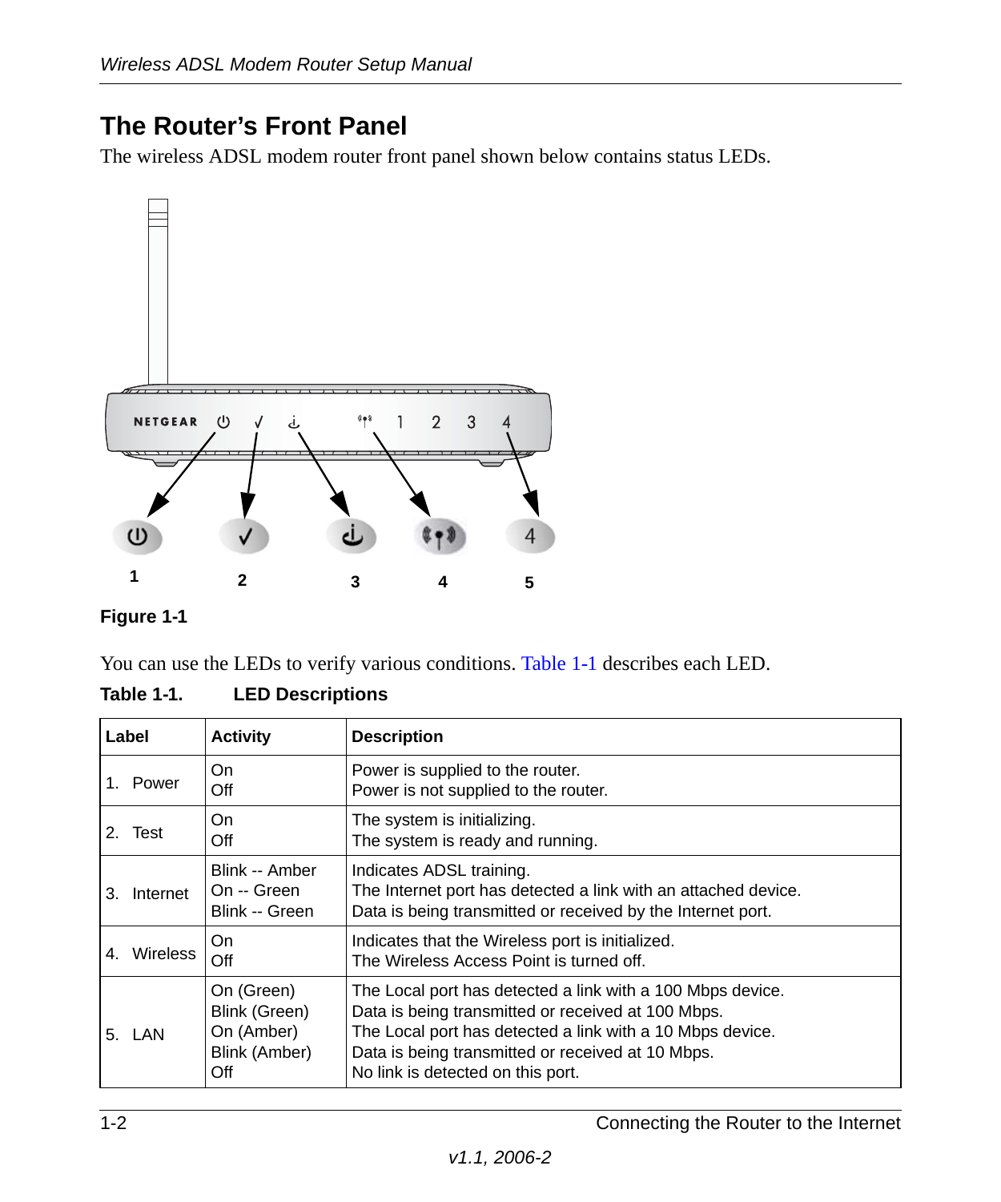## The Router's Front Panel

The wireless ADSL modem router front panel shown below contains status LEDs.

**Figure 1-1**

You can use the LEDs to verify various conditions. Table 1-1 describes each LED.

**Table 1-1. LED Descriptions**

| Label | Activity | Description |
|---|---|---|
| 1. Power | On<br>Off | Power is supplied to the router.<br>Power is not supplied to the router. |
| 2. Test | On<br>Off | The system is initializing.<br>The system is ready and running. |
| 3. Internet | Blink -- Amber<br>On -- Green<br>Blink -- Green | Indicates ADSL training.<br>The Internet port has detected a link with an attached device.<br>Data is being transmitted or received by the Internet port. |
| 4. Wireless | On<br>Off | Indicates that the Wireless port is initialized.<br>The Wireless Access Point is turned off. |
| 5. LAN | On (Green)<br>Blink (Green)<br>On (Amber)<br>Blink (Amber)<br>Off | The Local port has detected a link with a 100 Mbps device.<br>Data is being transmitted or received at 100 Mbps.<br>The Local port has detected a link with a 10 Mbps device.<br>Data is being transmitted or received at 10 Mbps.<br>No link is detected on this port. |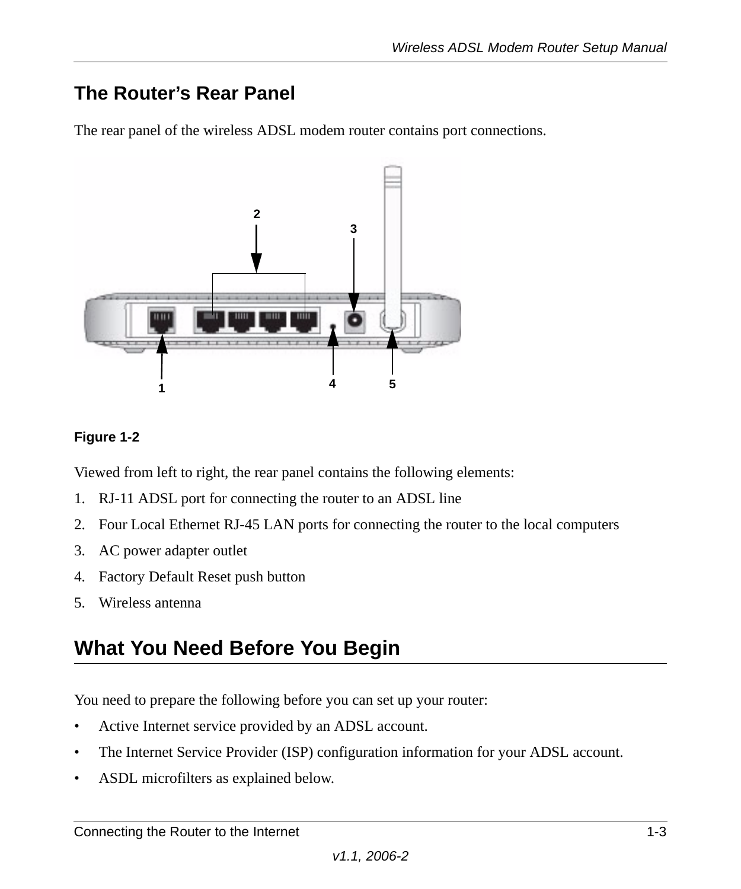## The Router's Rear Panel

The rear panel of the wireless ADSL modem router contains port connections.

**Figure 1-2**

Viewed from left to right, the rear panel contains the following elements:

1. RJ-11 ADSL port for connecting the router to an ADSL line
2. Four Local Ethernet RJ-45 LAN ports for connecting the router to the local computers
3. AC power adapter outlet
4. Factory Default Reset push button
5. Wireless antenna

## What You Need Before You Begin

You need to prepare the following before you can set up your router:

- Active Internet service provided by an ADSL account.
- The Internet Service Provider (ISP) configuration information for your ADSL account.
- ASDL microfilters as explained below.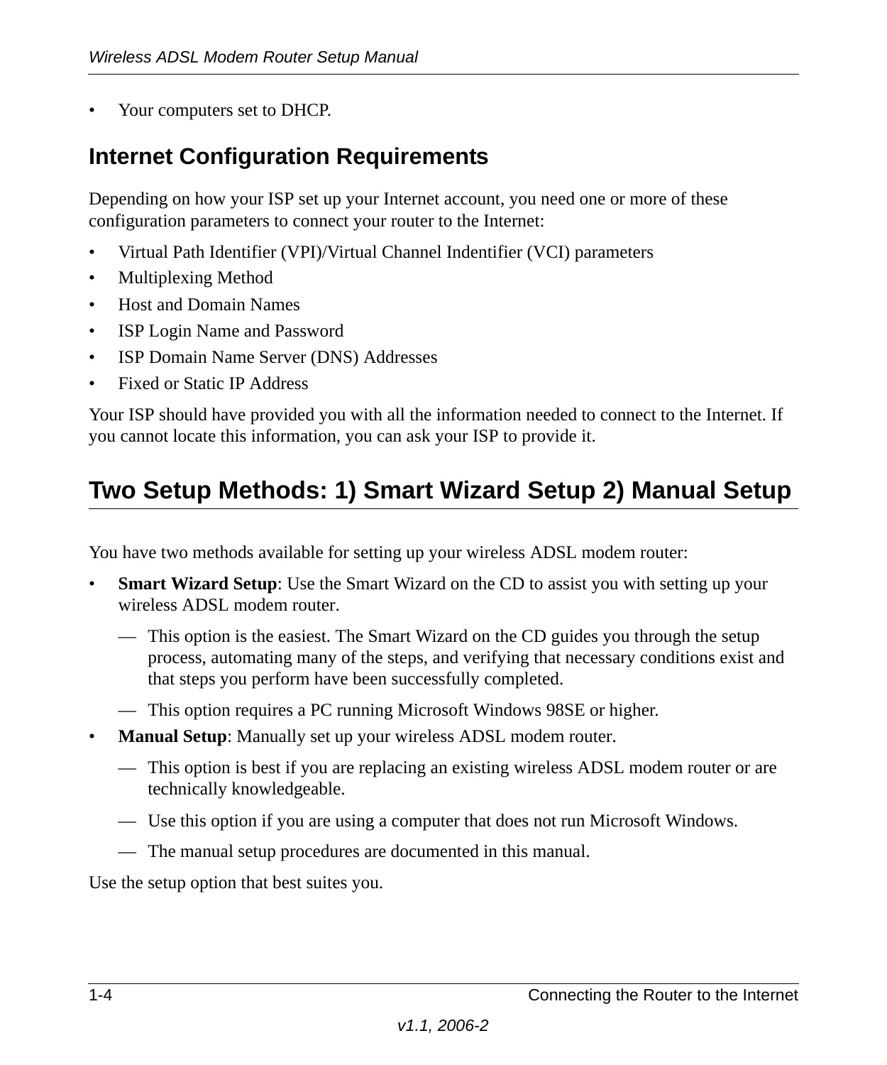- Your computers set to DHCP.

## Internet Configuration Requirements

Depending on how your ISP set up your Internet account, you need one or more of these configuration parameters to connect your router to the Internet:

- Virtual Path Identifier (VPI)/Virtual Channel Indentifier (VCI) parameters
- Multiplexing Method
- Host and Domain Names
- ISP Login Name and Password
- ISP Domain Name Server (DNS) Addresses
- Fixed or Static IP Address

Your ISP should have provided you with all the information needed to connect to the Internet. If you cannot locate this information, you can ask your ISP to provide it.

## Two Setup Methods: 1) Smart Wizard Setup 2) Manual Setup

You have two methods available for setting up your wireless ADSL modem router:

- **Smart Wizard Setup**: Use the Smart Wizard on the CD to assist you with setting up your wireless ADSL modem router.
  - This option is the easiest. The Smart Wizard on the CD guides you through the setup process, automating many of the steps, and verifying that necessary conditions exist and that steps you perform have been successfully completed.
  - This option requires a PC running Microsoft Windows 98SE or higher.
- **Manual Setup**: Manually set up your wireless ADSL modem router.
  - This option is best if you are replacing an existing wireless ADSL modem router or are technically knowledgeable.
  - Use this option if you are using a computer that does not run Microsoft Windows.
  - The manual setup procedures are documented in this manual.

Use the setup option that best suites you.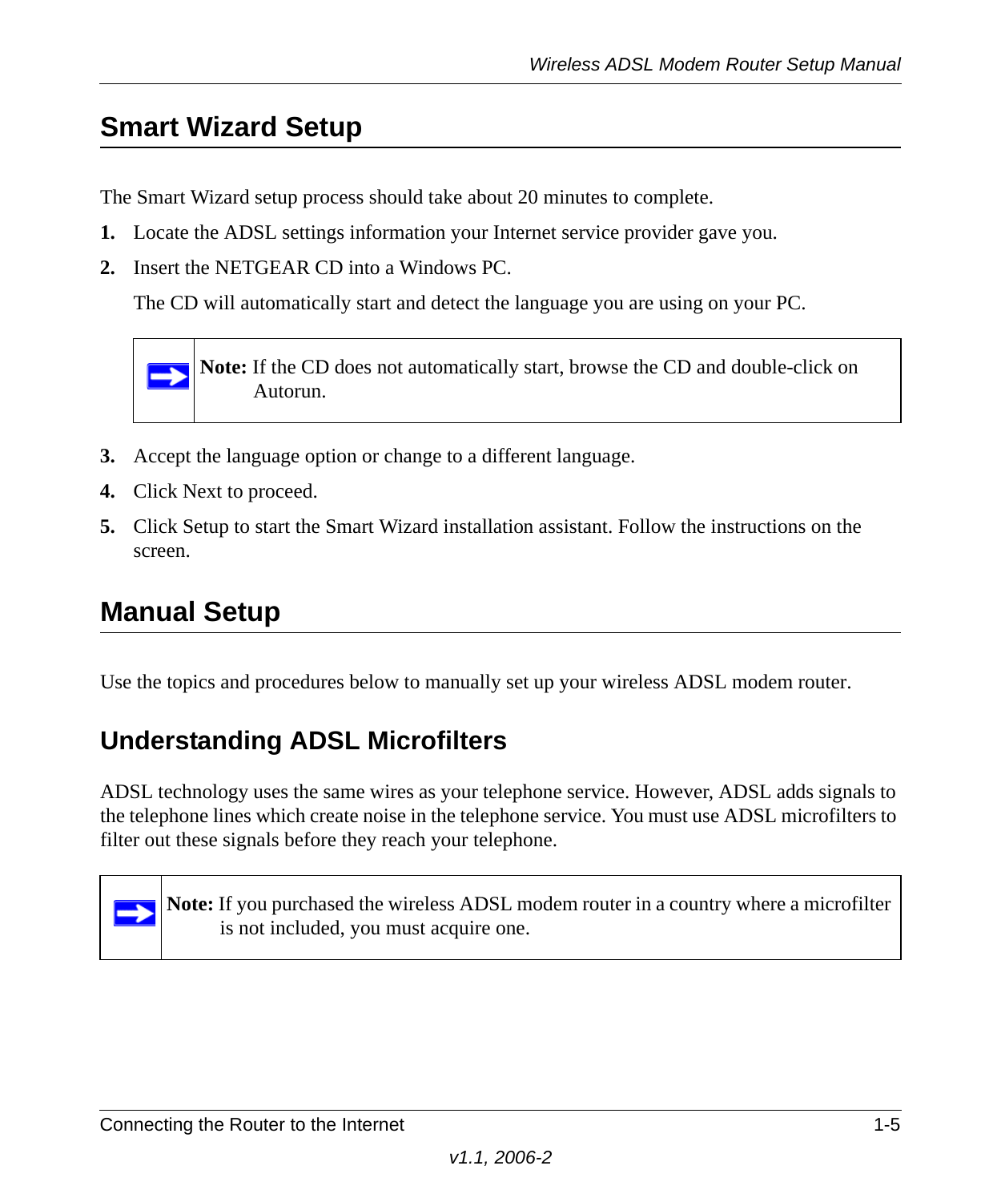## Smart Wizard Setup

The Smart Wizard setup process should take about 20 minutes to complete.

1. Locate the ADSL settings information your Internet service provider gave you.
2. Insert the NETGEAR CD into a Windows PC.

   The CD will automatically start and detect the language you are using on your PC.

   > **Note:** If the CD does not automatically start, browse the CD and double-click on Autorun.

3. Accept the language option or change to a different language.
4. Click Next to proceed.
5. Click Setup to start the Smart Wizard installation assistant. Follow the instructions on the screen.

## Manual Setup

Use the topics and procedures below to manually set up your wireless ADSL modem router.

### Understanding ADSL Microfilters

ADSL technology uses the same wires as your telephone service. However, ADSL adds signals to the telephone lines which create noise in the telephone service. You must use ADSL microfilters to filter out these signals before they reach your telephone.

> **Note:** If you purchased the wireless ADSL modem router in a country where a microfilter is not included, you must acquire one.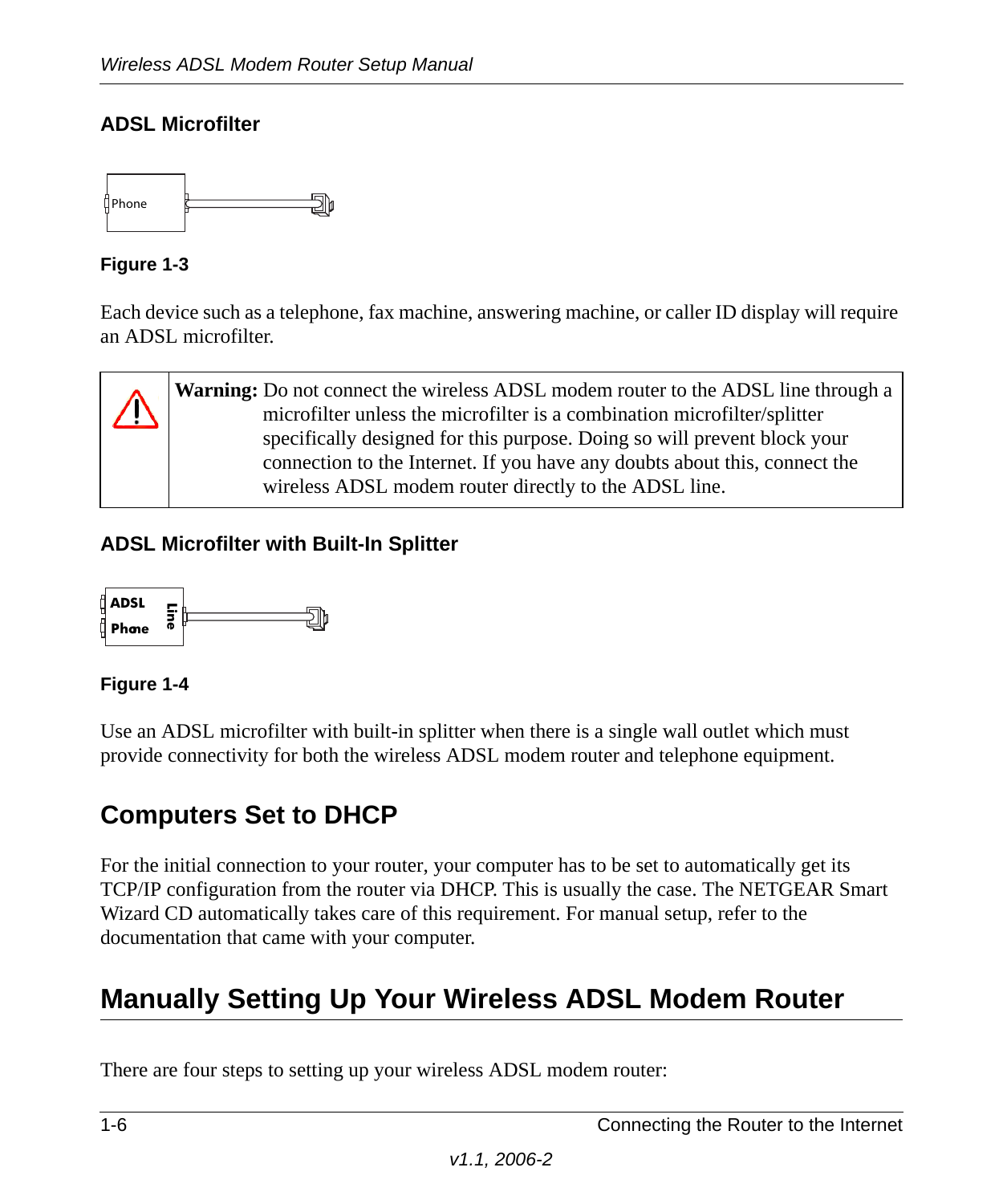### ADSL Microfilter

Phone

**Figure 1-3**

Each device such as a telephone, fax machine, answering machine, or caller ID display will require an ADSL microfilter.

| | |
|---|---|
| ⚠ | **Warning:** Do not connect the wireless ADSL modem router to the ADSL line through a microfilter unless the microfilter is a combination microfilter/splitter specifically designed for this purpose. Doing so will prevent block your connection to the Internet. If you have any doubts about this, connect the wireless ADSL modem router directly to the ADSL line. |

### ADSL Microfilter with Built-In Splitter

ADSL
Phone
Line

**Figure 1-4**

Use an ADSL microfilter with built-in splitter when there is a single wall outlet which must provide connectivity for both the wireless ADSL modem router and telephone equipment.

## Computers Set to DHCP

For the initial connection to your router, your computer has to be set to automatically get its TCP/IP configuration from the router via DHCP. This is usually the case. The NETGEAR Smart Wizard CD automatically takes care of this requirement. For manual setup, refer to the documentation that came with your computer.

## Manually Setting Up Your Wireless ADSL Modem Router

There are four steps to setting up your wireless ADSL modem router: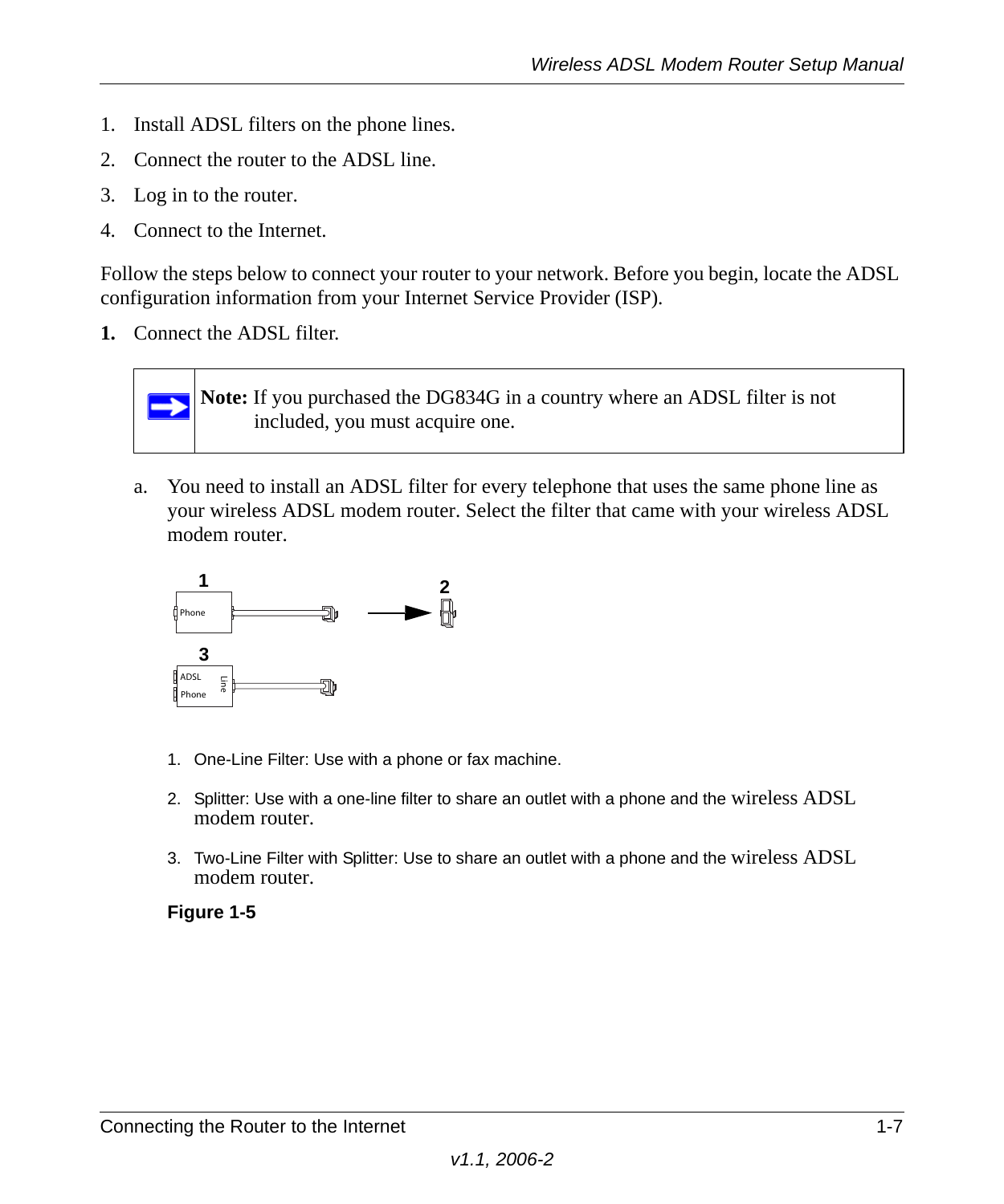1. Install ADSL filters on the phone lines.
2. Connect the router to the ADSL line.
3. Log in to the router.
4. Connect to the Internet.

Follow the steps below to connect your router to your network. Before you begin, locate the ADSL configuration information from your Internet Service Provider (ISP).

**1.** Connect the ADSL filter.

| **Note:** If you purchased the DG834G in a country where an ADSL filter is not included, you must acquire one. |
|---|

a. You need to install an ADSL filter for every telephone that uses the same phone line as your wireless ADSL modem router. Select the filter that came with your wireless ADSL modem router.

1. One-Line Filter: Use with a phone or fax machine.
2. Splitter: Use with a one-line filter to share an outlet with a phone and the wireless ADSL modem router.
3. Two-Line Filter with Splitter: Use to share an outlet with a phone and the wireless ADSL modem router.

**Figure 1-5**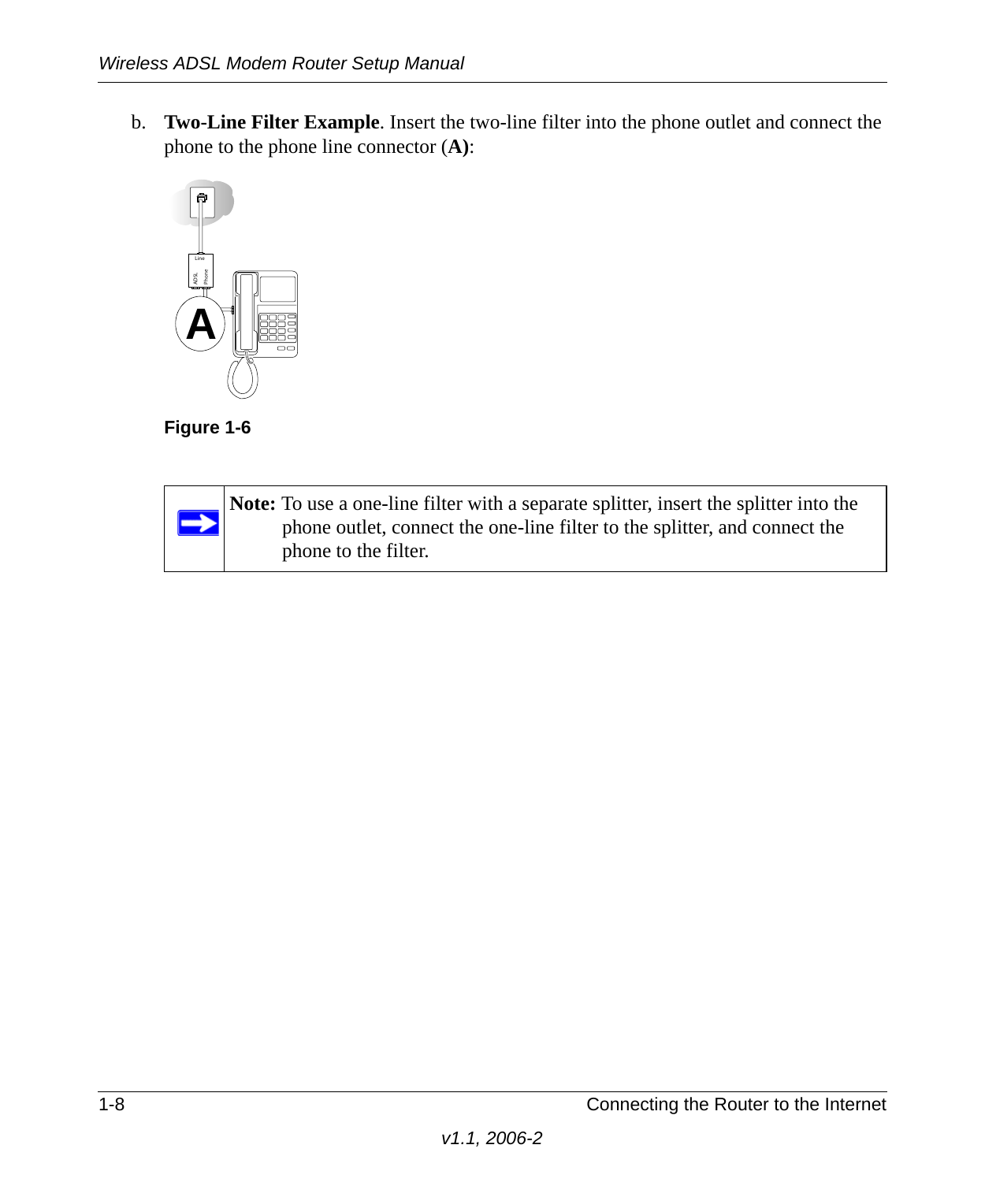b. **Two-Line Filter Example**. Insert the two-line filter into the phone outlet and connect the phone to the phone line connector (**A)**:

**Figure 1-6**

| | |
|---|---|
| | **Note:** To use a one-line filter with a separate splitter, insert the splitter into the phone outlet, connect the one-line filter to the splitter, and connect the phone to the filter. |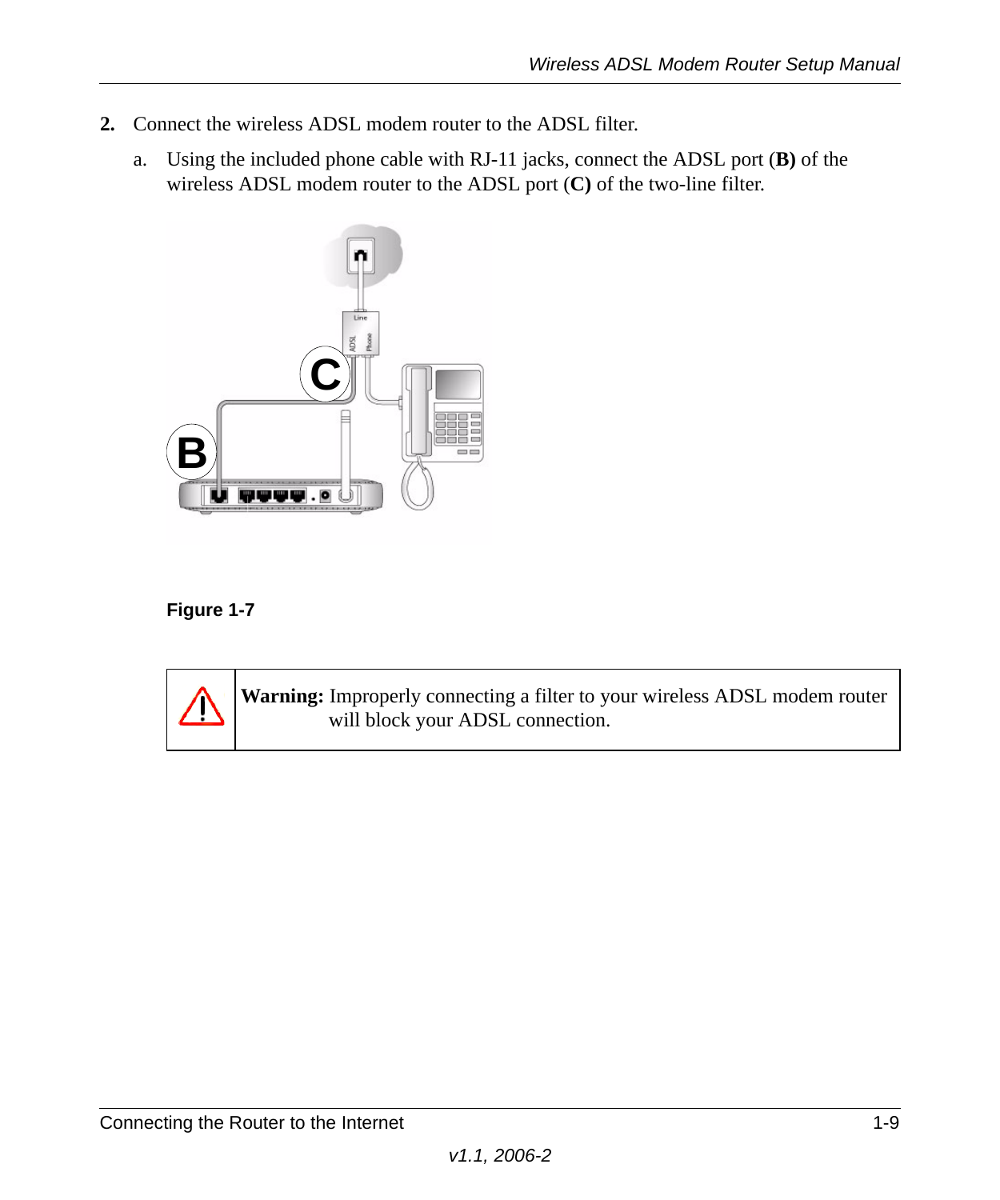2. Connect the wireless ADSL modem router to the ADSL filter.

   a. Using the included phone cable with RJ-11 jacks, connect the ADSL port (**B)** of the wireless ADSL modem router to the ADSL port (**C)** of the two-line filter.

**Figure 1-7**

| | |
|---|---|
| ⚠ | **Warning:** Improperly connecting a filter to your wireless ADSL modem router will block your ADSL connection. |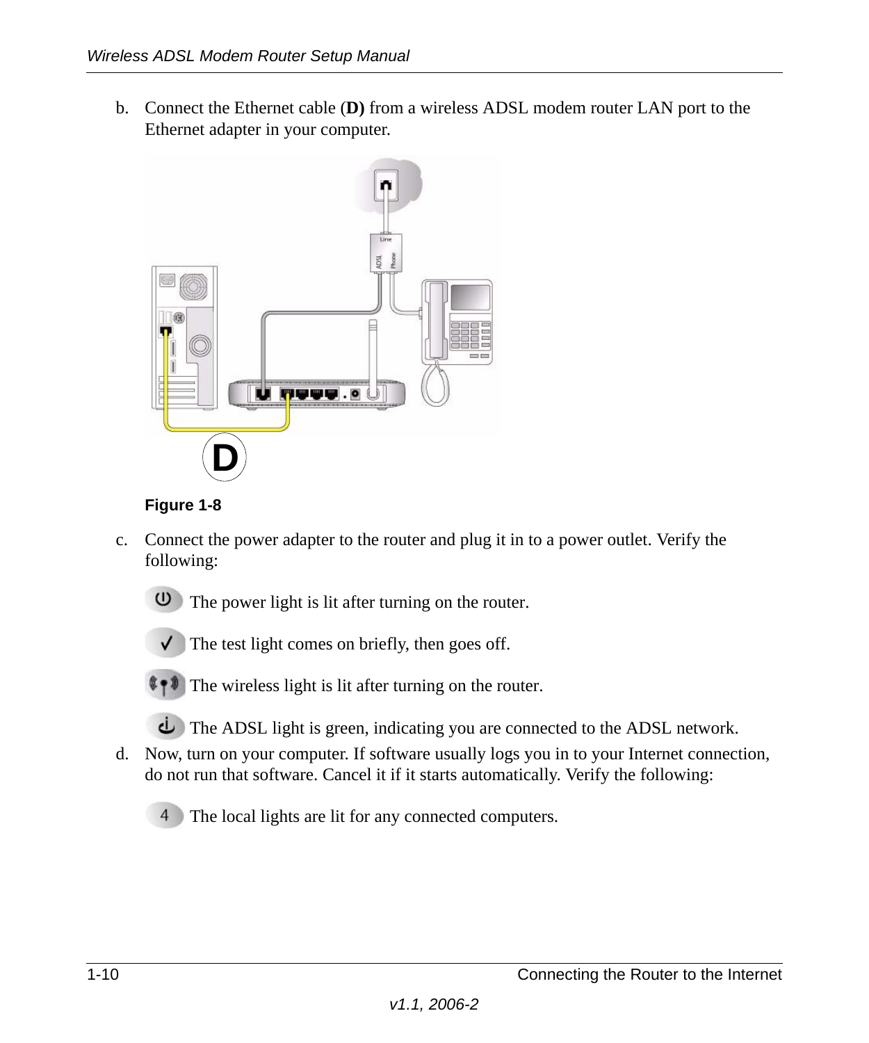b. Connect the Ethernet cable (**D)** from a wireless ADSL modem router LAN port to the Ethernet adapter in your computer.

**Figure 1-8**

c. Connect the power adapter to the router and plug it in to a power outlet. Verify the following:

The power light is lit after turning on the router.

The test light comes on briefly, then goes off.

The wireless light is lit after turning on the router.

The ADSL light is green, indicating you are connected to the ADSL network.

d. Now, turn on your computer. If software usually logs you in to your Internet connection, do not run that software. Cancel it if it starts automatically. Verify the following:

The local lights are lit for any connected computers.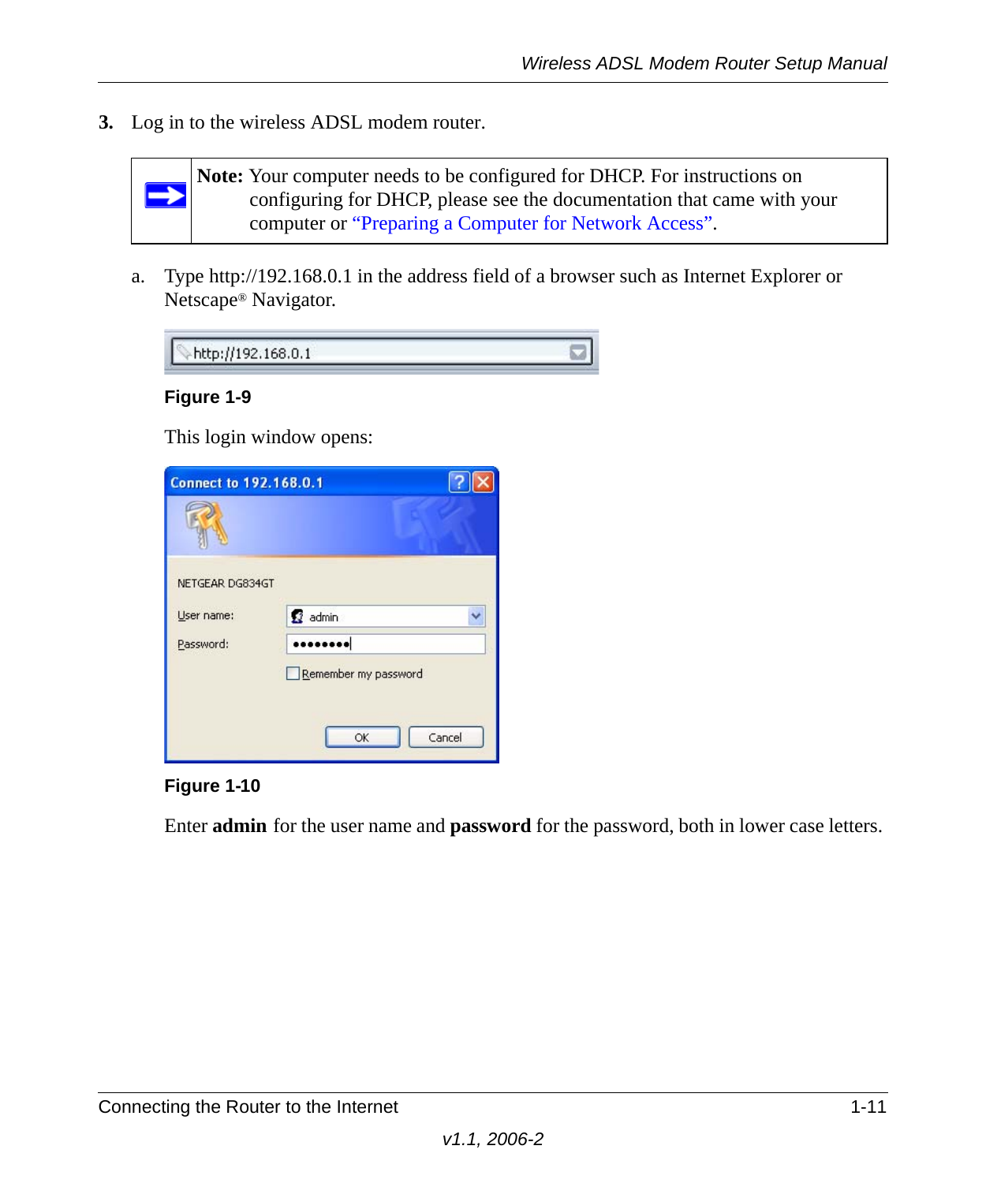3. Log in to the wireless ADSL modem router.

> **Note:** Your computer needs to be configured for DHCP. For instructions on configuring for DHCP, please see the documentation that came with your computer or "Preparing a Computer for Network Access".

a. Type http://192.168.0.1 in the address field of a browser such as Internet Explorer or Netscape® Navigator.

**Figure 1-9**

This login window opens:

**Figure 1-10**

Enter **admin** for the user name and **password** for the password, both in lower case letters.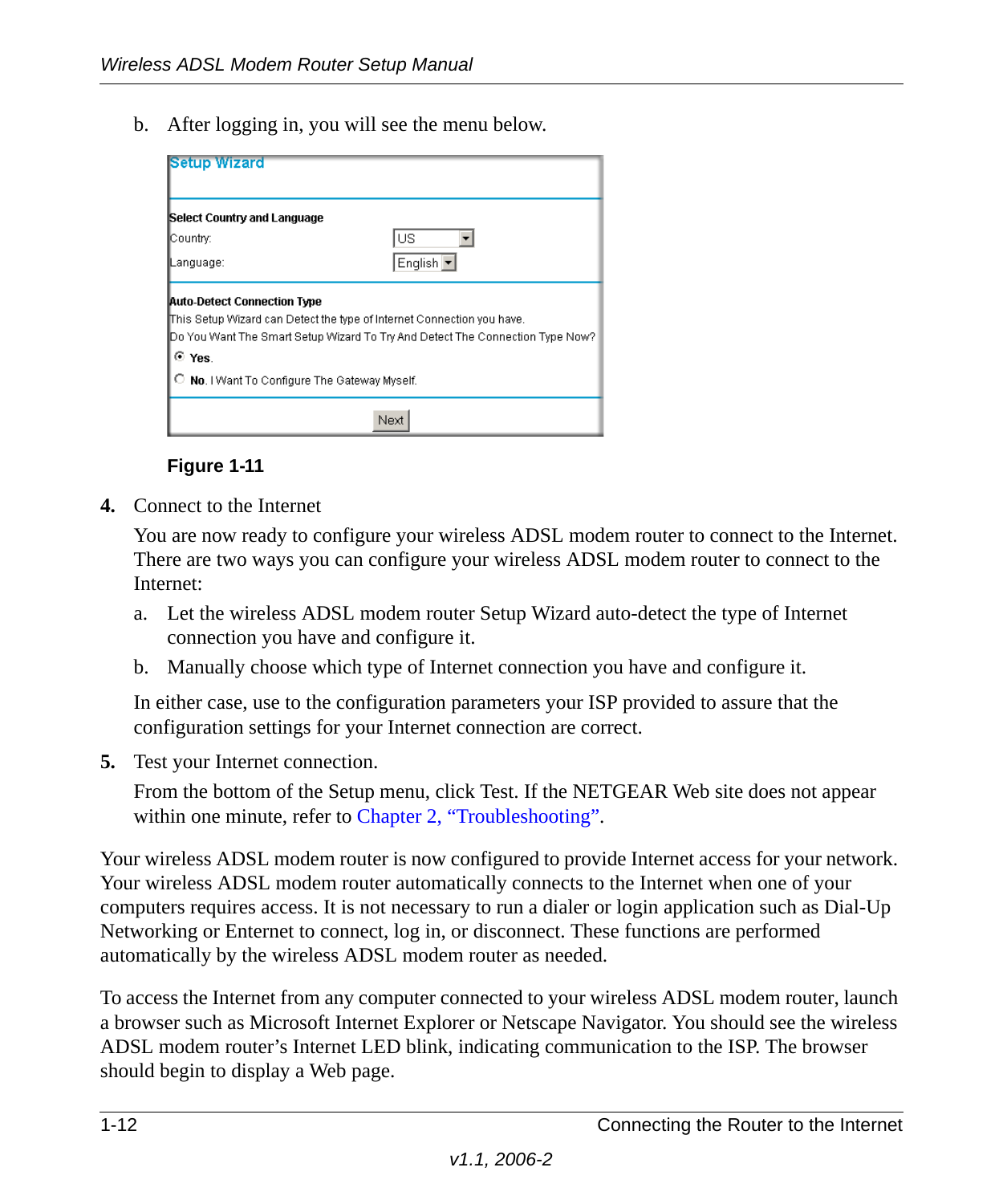b. After logging in, you will see the menu below.

**Setup Wizard**

**Select Country and Language**

Country: US

Language: English

**Auto-Detect Connection Type**

This Setup Wizard can Detect the type of Internet Connection you have.

Do You Want The Smart Setup Wizard To Try And Detect The Connection Type Now?

- **Yes.**
- **No.** I Want To Configure The Gateway Myself.

Next

**Figure 1-11**

**4.** Connect to the Internet

You are now ready to configure your wireless ADSL modem router to connect to the Internet. There are two ways you can configure your wireless ADSL modem router to connect to the Internet:

a. Let the wireless ADSL modem router Setup Wizard auto-detect the type of Internet connection you have and configure it.

b. Manually choose which type of Internet connection you have and configure it.

In either case, use to the configuration parameters your ISP provided to assure that the configuration settings for your Internet connection are correct.

**5.** Test your Internet connection.

From the bottom of the Setup menu, click Test. If the NETGEAR Web site does not appear within one minute, refer to Chapter 2, "Troubleshooting".

Your wireless ADSL modem router is now configured to provide Internet access for your network. Your wireless ADSL modem router automatically connects to the Internet when one of your computers requires access. It is not necessary to run a dialer or login application such as Dial-Up Networking or Enternet to connect, log in, or disconnect. These functions are performed automatically by the wireless ADSL modem router as needed.

To access the Internet from any computer connected to your wireless ADSL modem router, launch a browser such as Microsoft Internet Explorer or Netscape Navigator. You should see the wireless ADSL modem router's Internet LED blink, indicating communication to the ISP. The browser should begin to display a Web page.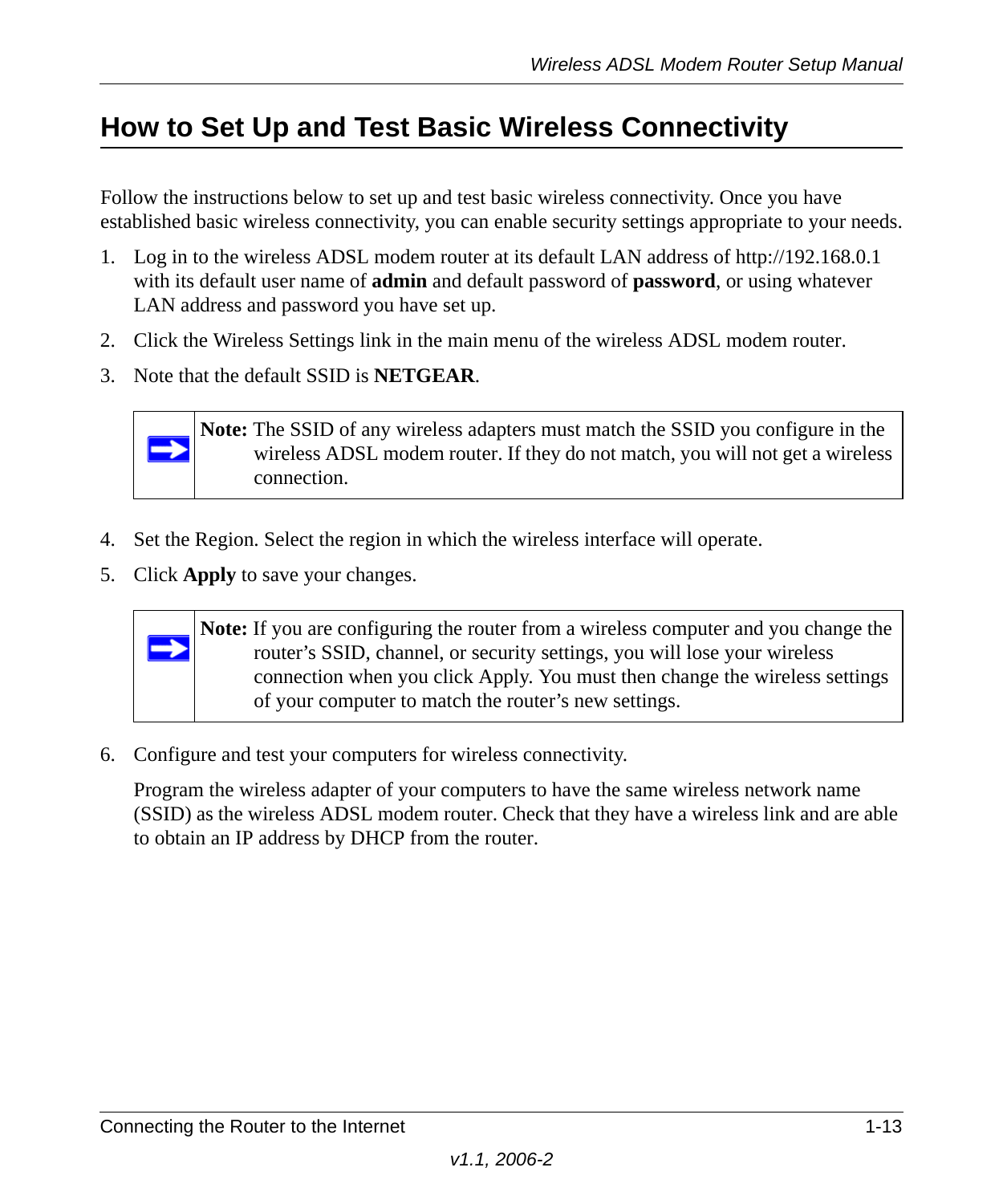## How to Set Up and Test Basic Wireless Connectivity

Follow the instructions below to set up and test basic wireless connectivity. Once you have established basic wireless connectivity, you can enable security settings appropriate to your needs.

1. Log in to the wireless ADSL modem router at its default LAN address of http://192.168.0.1 with its default user name of **admin** and default password of **password**, or using whatever LAN address and password you have set up.
2. Click the Wireless Settings link in the main menu of the wireless ADSL modem router.
3. Note that the default SSID is **NETGEAR**.

> **Note:** The SSID of any wireless adapters must match the SSID you configure in the wireless ADSL modem router. If they do not match, you will not get a wireless connection.

4. Set the Region. Select the region in which the wireless interface will operate.
5. Click **Apply** to save your changes.

> **Note:** If you are configuring the router from a wireless computer and you change the router's SSID, channel, or security settings, you will lose your wireless connection when you click Apply. You must then change the wireless settings of your computer to match the router's new settings.

6. Configure and test your computers for wireless connectivity.

   Program the wireless adapter of your computers to have the same wireless network name (SSID) as the wireless ADSL modem router. Check that they have a wireless link and are able to obtain an IP address by DHCP from the router.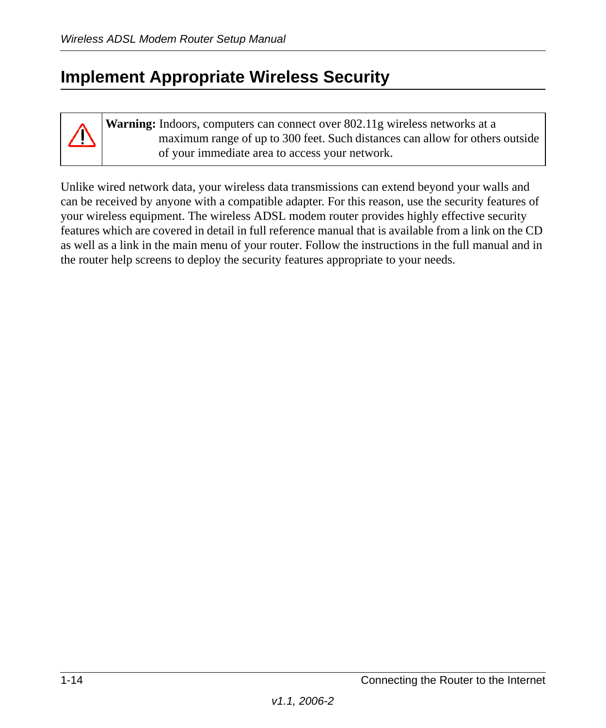# Implement Appropriate Wireless Security

> **Warning:** Indoors, computers can connect over 802.11g wireless networks at a maximum range of up to 300 feet. Such distances can allow for others outside of your immediate area to access your network.

Unlike wired network data, your wireless data transmissions can extend beyond your walls and can be received by anyone with a compatible adapter. For this reason, use the security features of your wireless equipment. The wireless ADSL modem router provides highly effective security features which are covered in detail in full reference manual that is available from a link on the CD as well as a link in the main menu of your router. Follow the instructions in the full manual and in the router help screens to deploy the security features appropriate to your needs.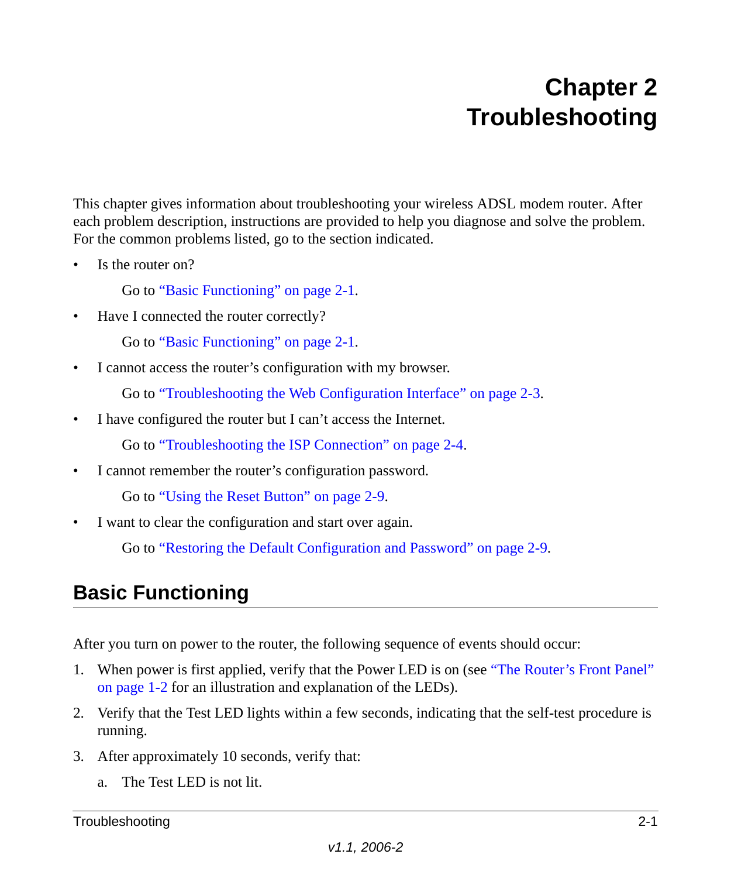# Chapter 2
# Troubleshooting

This chapter gives information about troubleshooting your wireless ADSL modem router. After each problem description, instructions are provided to help you diagnose and solve the problem. For the common problems listed, go to the section indicated.

- Is the router on?

  Go to "Basic Functioning" on page 2-1.

- Have I connected the router correctly?

  Go to "Basic Functioning" on page 2-1.

- I cannot access the router's configuration with my browser.

  Go to "Troubleshooting the Web Configuration Interface" on page 2-3.

- I have configured the router but I can't access the Internet.

  Go to "Troubleshooting the ISP Connection" on page 2-4.

- I cannot remember the router's configuration password.

  Go to "Using the Reset Button" on page 2-9.

- I want to clear the configuration and start over again.

  Go to "Restoring the Default Configuration and Password" on page 2-9.

## Basic Functioning

After you turn on power to the router, the following sequence of events should occur:

1. When power is first applied, verify that the Power LED is on (see "The Router's Front Panel" on page 1-2 for an illustration and explanation of the LEDs).
2. Verify that the Test LED lights within a few seconds, indicating that the self-test procedure is running.
3. After approximately 10 seconds, verify that:
   a. The Test LED is not lit.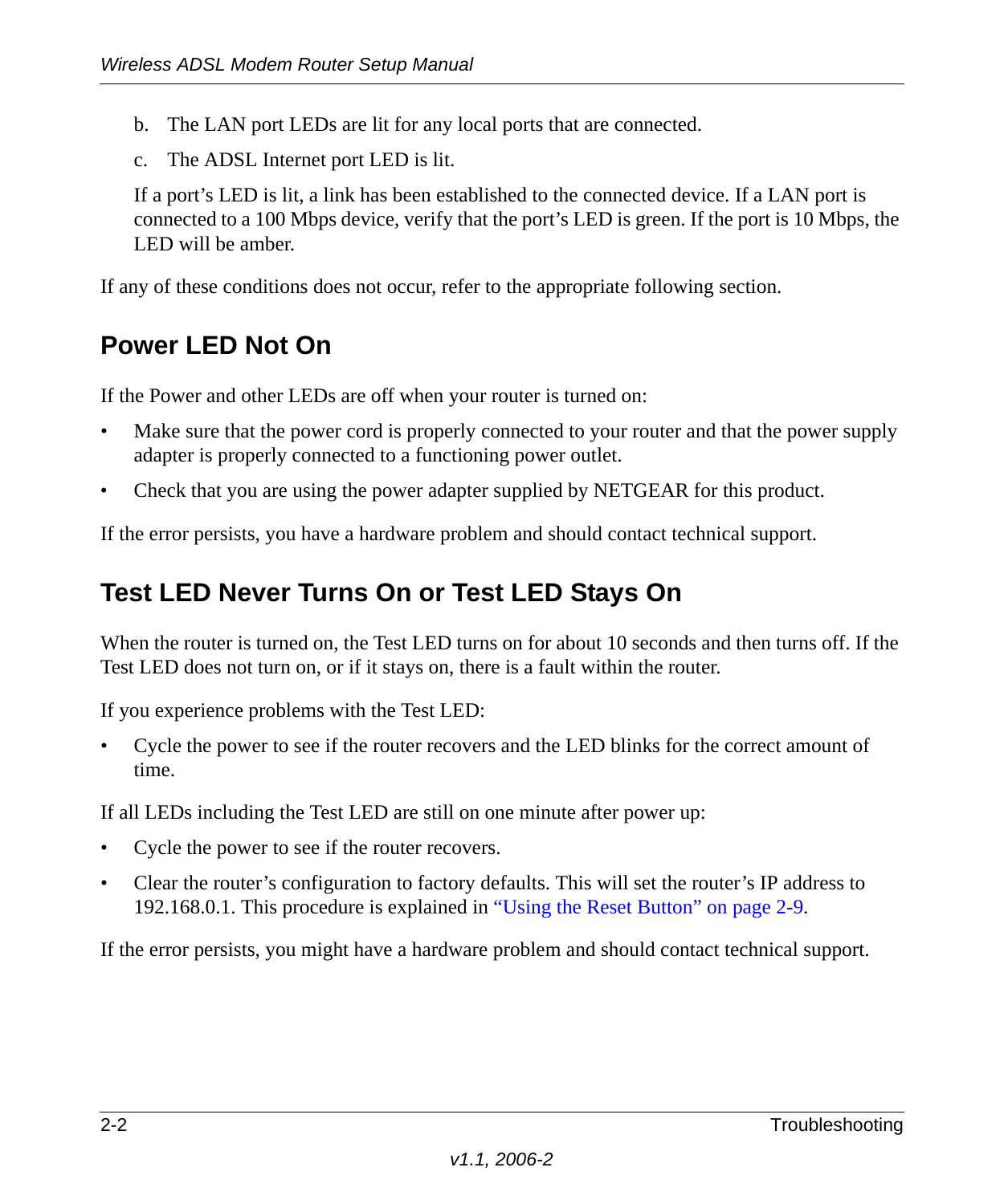b. The LAN port LEDs are lit for any local ports that are connected.

c. The ADSL Internet port LED is lit.

If a port's LED is lit, a link has been established to the connected device. If a LAN port is connected to a 100 Mbps device, verify that the port's LED is green. If the port is 10 Mbps, the LED will be amber.

If any of these conditions does not occur, refer to the appropriate following section.

## Power LED Not On

If the Power and other LEDs are off when your router is turned on:

- Make sure that the power cord is properly connected to your router and that the power supply adapter is properly connected to a functioning power outlet.
- Check that you are using the power adapter supplied by NETGEAR for this product.

If the error persists, you have a hardware problem and should contact technical support.

## Test LED Never Turns On or Test LED Stays On

When the router is turned on, the Test LED turns on for about 10 seconds and then turns off. If the Test LED does not turn on, or if it stays on, there is a fault within the router.

If you experience problems with the Test LED:

- Cycle the power to see if the router recovers and the LED blinks for the correct amount of time.

If all LEDs including the Test LED are still on one minute after power up:

- Cycle the power to see if the router recovers.
- Clear the router's configuration to factory defaults. This will set the router's IP address to 192.168.0.1. This procedure is explained in "Using the Reset Button" on page 2-9.

If the error persists, you might have a hardware problem and should contact technical support.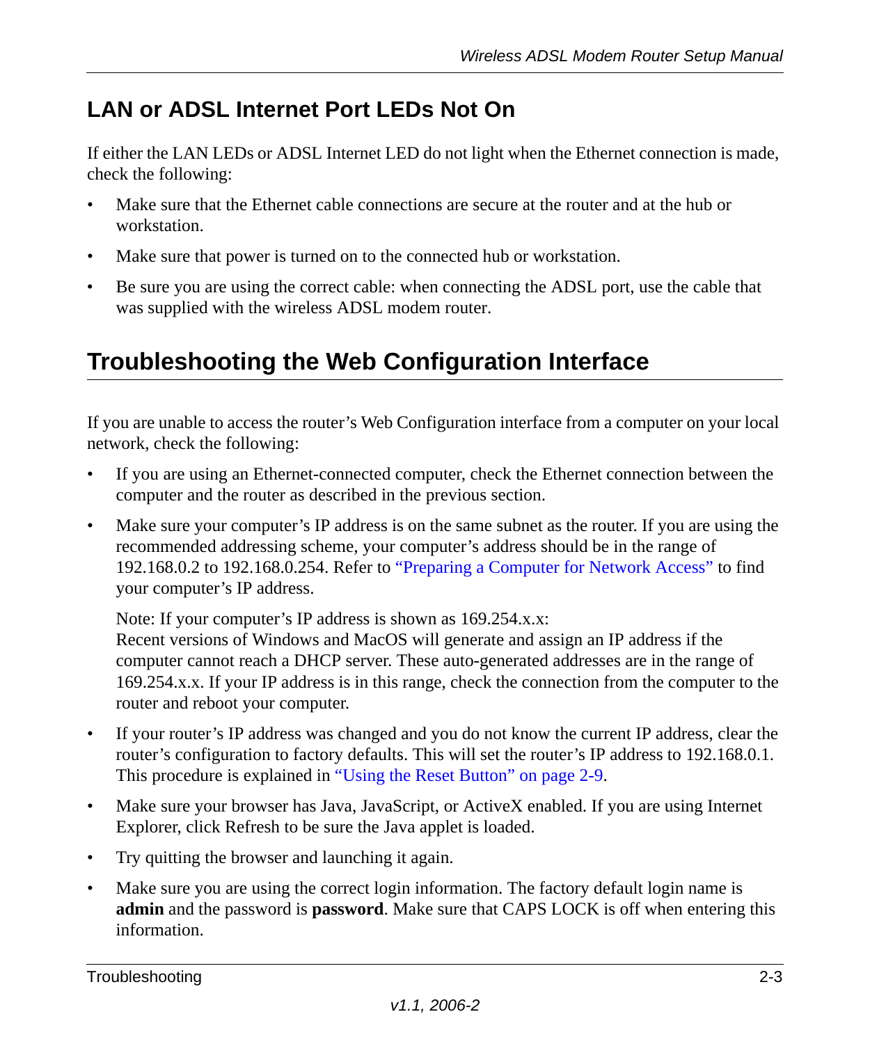## LAN or ADSL Internet Port LEDs Not On

If either the LAN LEDs or ADSL Internet LED do not light when the Ethernet connection is made, check the following:

- Make sure that the Ethernet cable connections are secure at the router and at the hub or workstation.
- Make sure that power is turned on to the connected hub or workstation.
- Be sure you are using the correct cable: when connecting the ADSL port, use the cable that was supplied with the wireless ADSL modem router.

## Troubleshooting the Web Configuration Interface

If you are unable to access the router's Web Configuration interface from a computer on your local network, check the following:

- If you are using an Ethernet-connected computer, check the Ethernet connection between the computer and the router as described in the previous section.
- Make sure your computer's IP address is on the same subnet as the router. If you are using the recommended addressing scheme, your computer's address should be in the range of 192.168.0.2 to 192.168.0.254. Refer to "Preparing a Computer for Network Access" to find your computer's IP address.

  Note: If your computer's IP address is shown as 169.254.x.x:
  Recent versions of Windows and MacOS will generate and assign an IP address if the computer cannot reach a DHCP server. These auto-generated addresses are in the range of 169.254.x.x. If your IP address is in this range, check the connection from the computer to the router and reboot your computer.

- If your router's IP address was changed and you do not know the current IP address, clear the router's configuration to factory defaults. This will set the router's IP address to 192.168.0.1. This procedure is explained in "Using the Reset Button" on page 2-9.
- Make sure your browser has Java, JavaScript, or ActiveX enabled. If you are using Internet Explorer, click Refresh to be sure the Java applet is loaded.
- Try quitting the browser and launching it again.
- Make sure you are using the correct login information. The factory default login name is **admin** and the password is **password**. Make sure that CAPS LOCK is off when entering this information.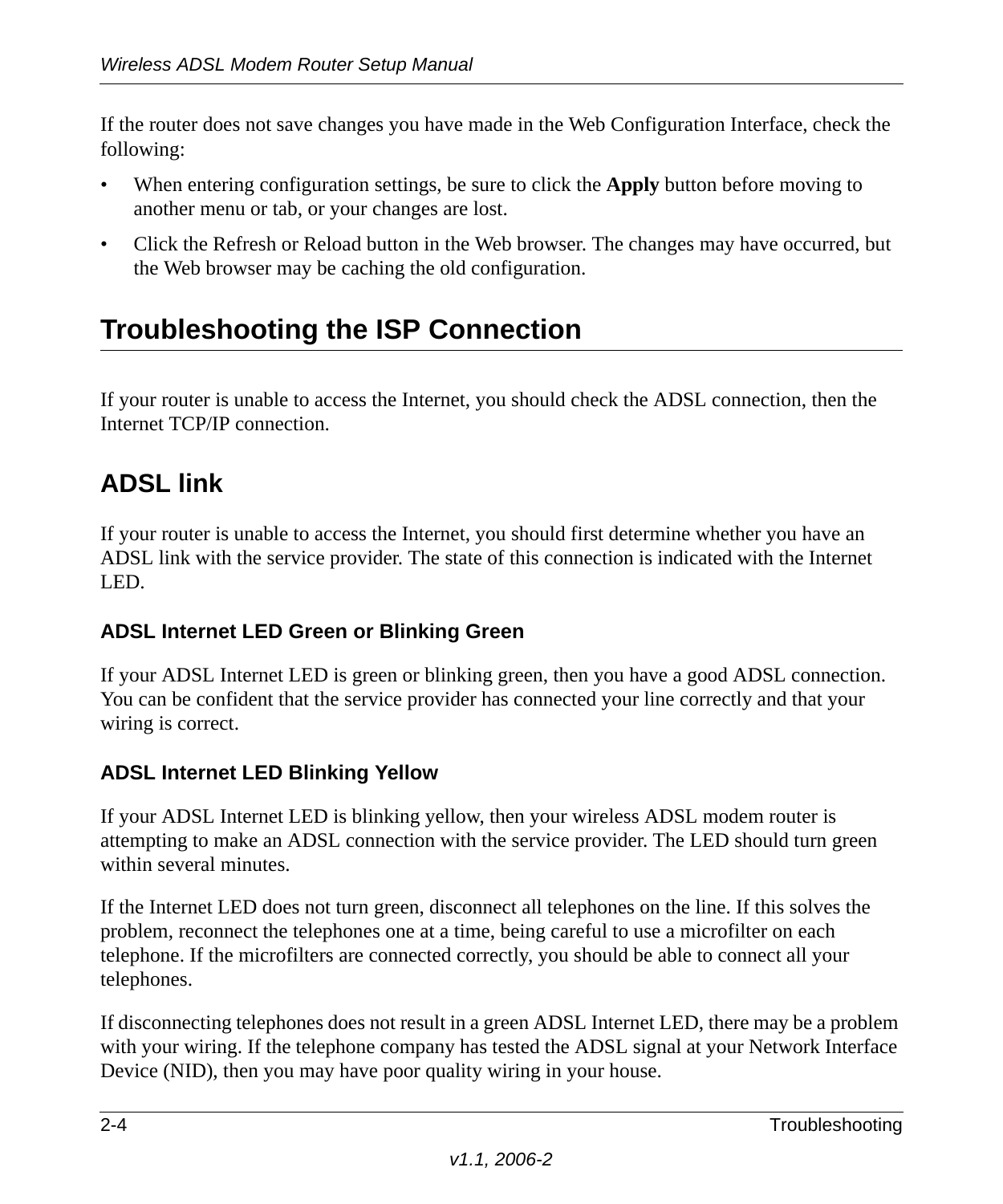If the router does not save changes you have made in the Web Configuration Interface, check the following:

- When entering configuration settings, be sure to click the **Apply** button before moving to another menu or tab, or your changes are lost.
- Click the Refresh or Reload button in the Web browser. The changes may have occurred, but the Web browser may be caching the old configuration.

## Troubleshooting the ISP Connection

If your router is unable to access the Internet, you should check the ADSL connection, then the Internet TCP/IP connection.

### ADSL link

If your router is unable to access the Internet, you should first determine whether you have an ADSL link with the service provider. The state of this connection is indicated with the Internet LED.

#### ADSL Internet LED Green or Blinking Green

If your ADSL Internet LED is green or blinking green, then you have a good ADSL connection. You can be confident that the service provider has connected your line correctly and that your wiring is correct.

#### ADSL Internet LED Blinking Yellow

If your ADSL Internet LED is blinking yellow, then your wireless ADSL modem router is attempting to make an ADSL connection with the service provider. The LED should turn green within several minutes.

If the Internet LED does not turn green, disconnect all telephones on the line. If this solves the problem, reconnect the telephones one at a time, being careful to use a microfilter on each telephone. If the microfilters are connected correctly, you should be able to connect all your telephones.

If disconnecting telephones does not result in a green ADSL Internet LED, there may be a problem with your wiring. If the telephone company has tested the ADSL signal at your Network Interface Device (NID), then you may have poor quality wiring in your house.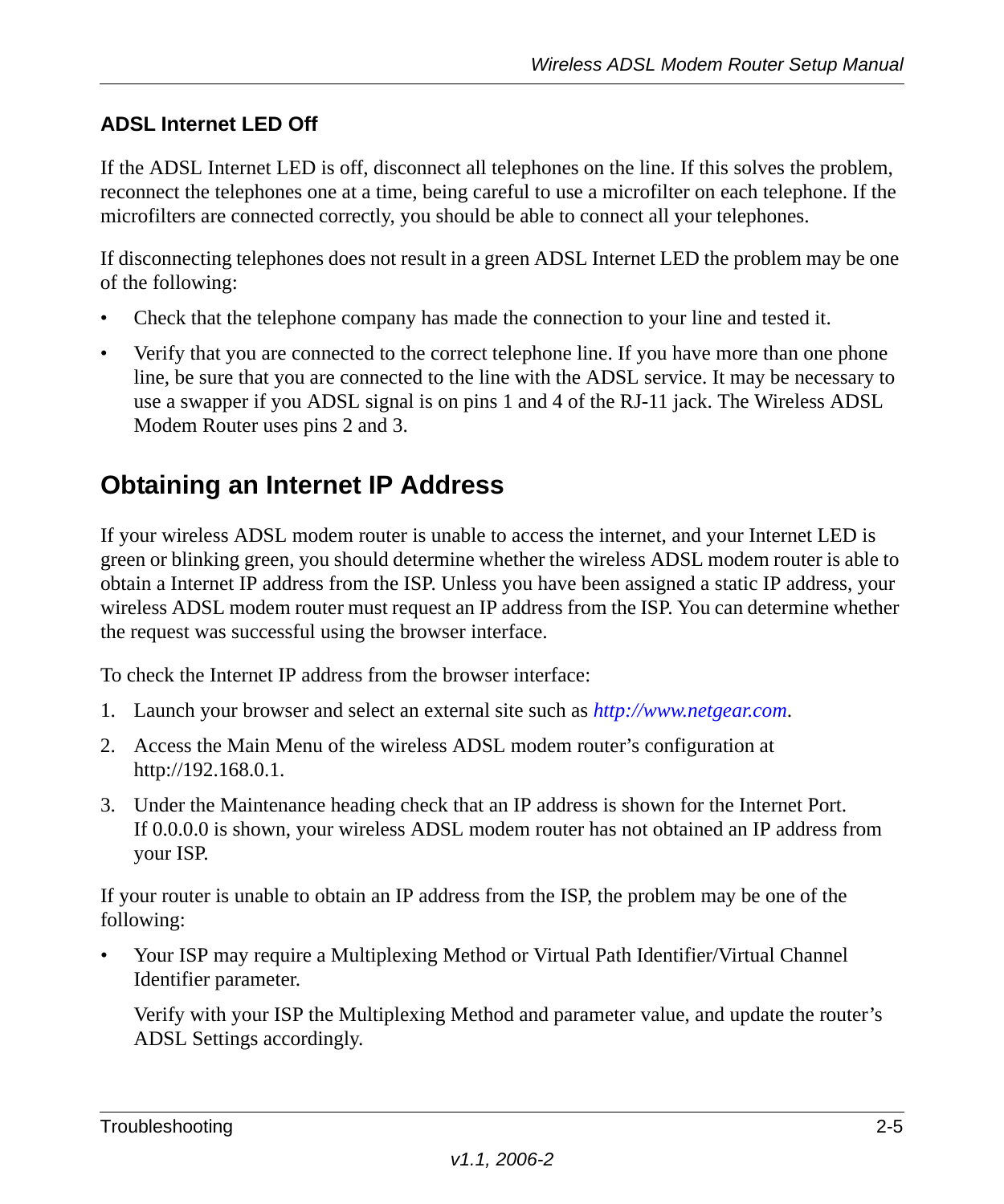### ADSL Internet LED Off

If the ADSL Internet LED is off, disconnect all telephones on the line. If this solves the problem, reconnect the telephones one at a time, being careful to use a microfilter on each telephone. If the microfilters are connected correctly, you should be able to connect all your telephones.

If disconnecting telephones does not result in a green ADSL Internet LED the problem may be one of the following:

- Check that the telephone company has made the connection to your line and tested it.
- Verify that you are connected to the correct telephone line. If you have more than one phone line, be sure that you are connected to the line with the ADSL service. It may be necessary to use a swapper if you ADSL signal is on pins 1 and 4 of the RJ-11 jack. The Wireless ADSL Modem Router uses pins 2 and 3.

## Obtaining an Internet IP Address

If your wireless ADSL modem router is unable to access the internet, and your Internet LED is green or blinking green, you should determine whether the wireless ADSL modem router is able to obtain a Internet IP address from the ISP. Unless you have been assigned a static IP address, your wireless ADSL modem router must request an IP address from the ISP. You can determine whether the request was successful using the browser interface.

To check the Internet IP address from the browser interface:

1. Launch your browser and select an external site such as *http://www.netgear.com*.
2. Access the Main Menu of the wireless ADSL modem router's configuration at http://192.168.0.1.
3. Under the Maintenance heading check that an IP address is shown for the Internet Port. If 0.0.0.0 is shown, your wireless ADSL modem router has not obtained an IP address from your ISP.

If your router is unable to obtain an IP address from the ISP, the problem may be one of the following:

- Your ISP may require a Multiplexing Method or Virtual Path Identifier/Virtual Channel Identifier parameter.

  Verify with your ISP the Multiplexing Method and parameter value, and update the router's ADSL Settings accordingly.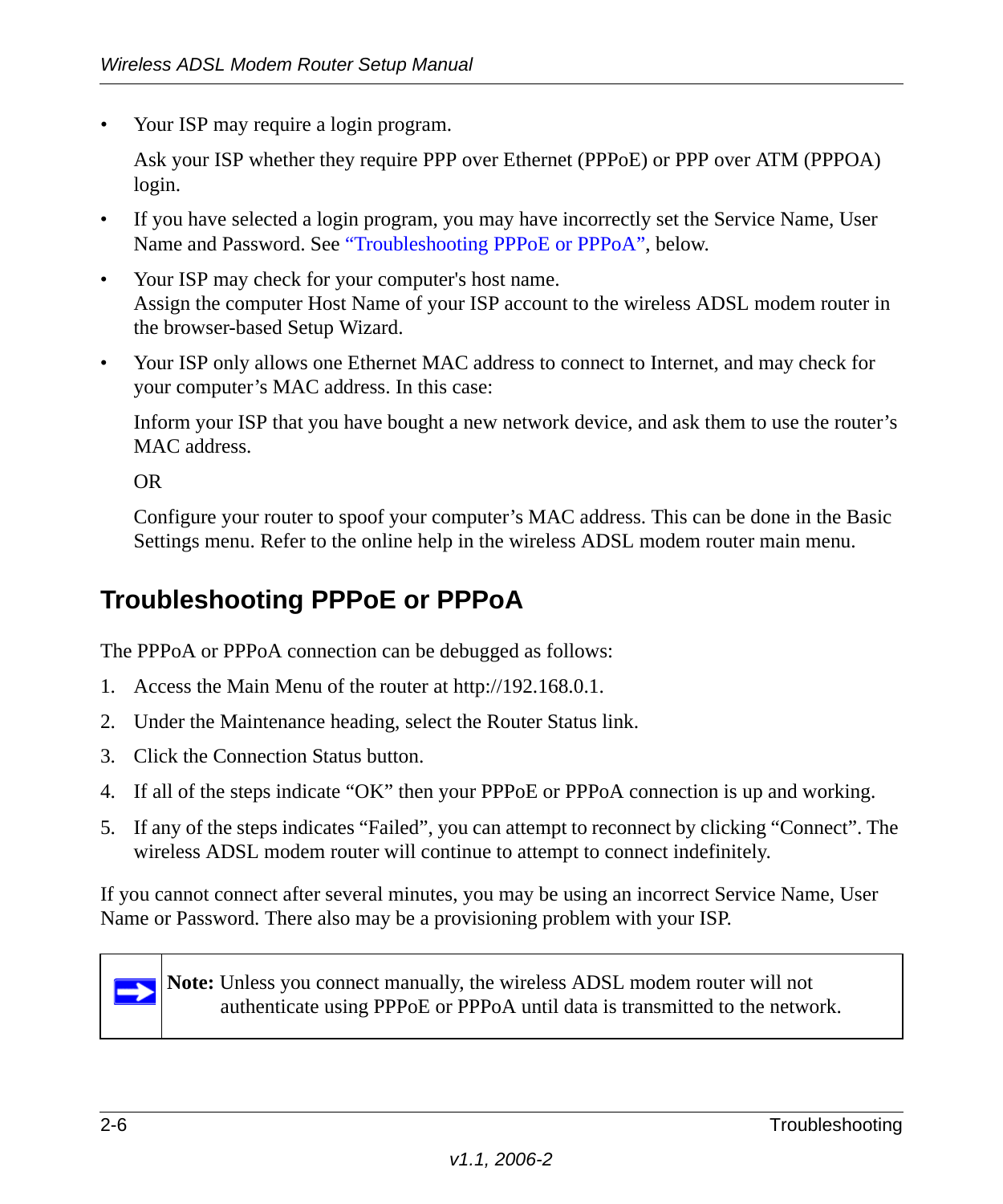- Your ISP may require a login program.

  Ask your ISP whether they require PPP over Ethernet (PPPoE) or PPP over ATM (PPPOA) login.

- If you have selected a login program, you may have incorrectly set the Service Name, User Name and Password. See "Troubleshooting PPPoE or PPPoA", below.

- Your ISP may check for your computer's host name.
  Assign the computer Host Name of your ISP account to the wireless ADSL modem router in the browser-based Setup Wizard.

- Your ISP only allows one Ethernet MAC address to connect to Internet, and may check for your computer's MAC address. In this case:

  Inform your ISP that you have bought a new network device, and ask them to use the router's MAC address.

  OR

  Configure your router to spoof your computer's MAC address. This can be done in the Basic Settings menu. Refer to the online help in the wireless ADSL modem router main menu.

## Troubleshooting PPPoE or PPPoA

The PPPoA or PPPoA connection can be debugged as follows:

1. Access the Main Menu of the router at http://192.168.0.1.
2. Under the Maintenance heading, select the Router Status link.
3. Click the Connection Status button.
4. If all of the steps indicate "OK" then your PPPoE or PPPoA connection is up and working.
5. If any of the steps indicates "Failed", you can attempt to reconnect by clicking "Connect". The wireless ADSL modem router will continue to attempt to connect indefinitely.

If you cannot connect after several minutes, you may be using an incorrect Service Name, User Name or Password. There also may be a provisioning problem with your ISP.

> **Note:** Unless you connect manually, the wireless ADSL modem router will not authenticate using PPPoE or PPPoA until data is transmitted to the network.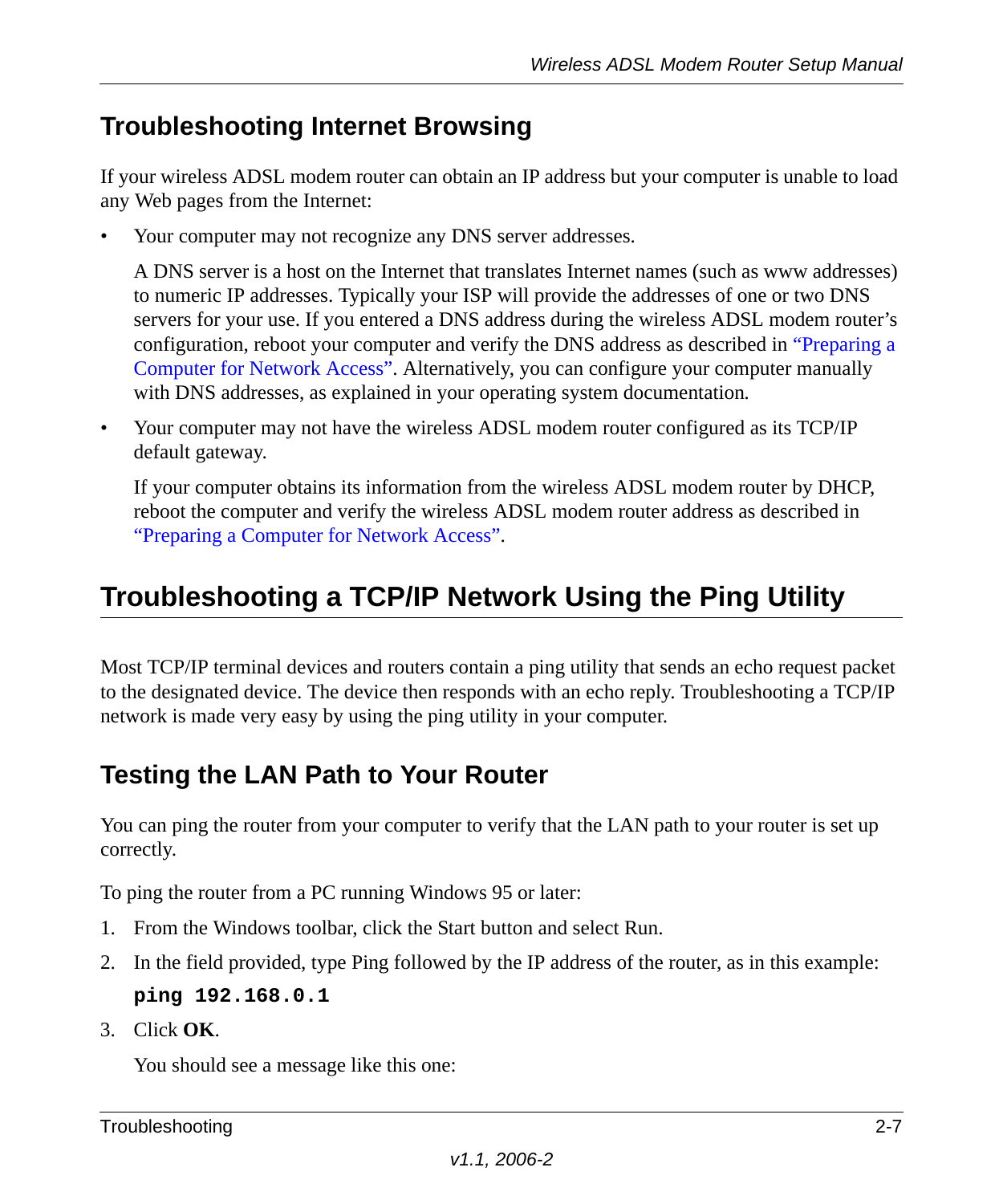## Troubleshooting Internet Browsing

If your wireless ADSL modem router can obtain an IP address but your computer is unable to load any Web pages from the Internet:

- Your computer may not recognize any DNS server addresses.

  A DNS server is a host on the Internet that translates Internet names (such as www addresses) to numeric IP addresses. Typically your ISP will provide the addresses of one or two DNS servers for your use. If you entered a DNS address during the wireless ADSL modem router's configuration, reboot your computer and verify the DNS address as described in "Preparing a Computer for Network Access". Alternatively, you can configure your computer manually with DNS addresses, as explained in your operating system documentation.

- Your computer may not have the wireless ADSL modem router configured as its TCP/IP default gateway.

  If your computer obtains its information from the wireless ADSL modem router by DHCP, reboot the computer and verify the wireless ADSL modem router address as described in "Preparing a Computer for Network Access".

## Troubleshooting a TCP/IP Network Using the Ping Utility

Most TCP/IP terminal devices and routers contain a ping utility that sends an echo request packet to the designated device. The device then responds with an echo reply. Troubleshooting a TCP/IP network is made very easy by using the ping utility in your computer.

### Testing the LAN Path to Your Router

You can ping the router from your computer to verify that the LAN path to your router is set up correctly.

To ping the router from a PC running Windows 95 or later:

1. From the Windows toolbar, click the Start button and select Run.
2. In the field provided, type Ping followed by the IP address of the router, as in this example:

   ```
   ping 192.168.0.1
   ```

3. Click **OK**.

   You should see a message like this one: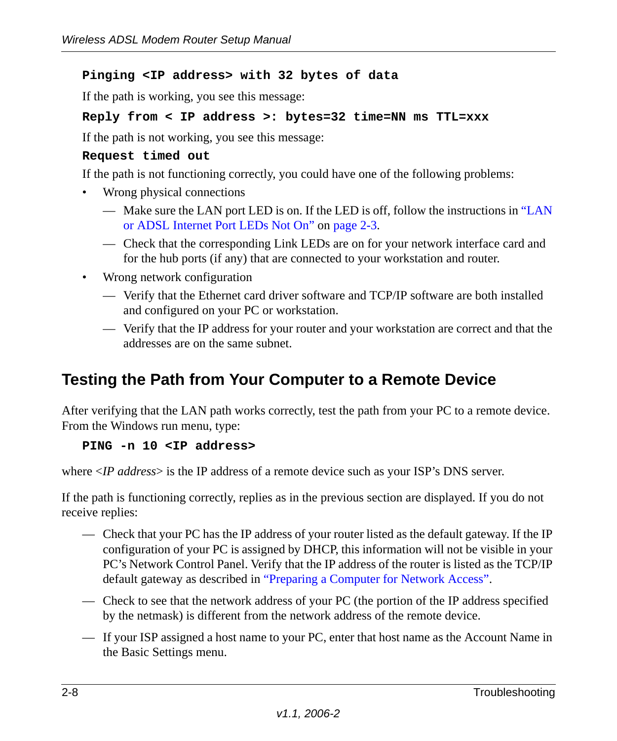**Pinging <IP address> with 32 bytes of data**

If the path is working, you see this message:

**Reply from < IP address >: bytes=32 time=NN ms TTL=xxx**

If the path is not working, you see this message:

**Request timed out**

If the path is not functioning correctly, you could have one of the following problems:

- Wrong physical connections
  - — Make sure the LAN port LED is on. If the LED is off, follow the instructions in "LAN or ADSL Internet Port LEDs Not On" on page 2-3.
  - — Check that the corresponding Link LEDs are on for your network interface card and for the hub ports (if any) that are connected to your workstation and router.
- Wrong network configuration
  - — Verify that the Ethernet card driver software and TCP/IP software are both installed and configured on your PC or workstation.
  - — Verify that the IP address for your router and your workstation are correct and that the addresses are on the same subnet.

## Testing the Path from Your Computer to a Remote Device

After verifying that the LAN path works correctly, test the path from your PC to a remote device. From the Windows run menu, type:

**PING -n 10 <IP address>**

where <*IP address*> is the IP address of a remote device such as your ISP's DNS server.

If the path is functioning correctly, replies as in the previous section are displayed. If you do not receive replies:

- — Check that your PC has the IP address of your router listed as the default gateway. If the IP configuration of your PC is assigned by DHCP, this information will not be visible in your PC's Network Control Panel. Verify that the IP address of the router is listed as the TCP/IP default gateway as described in "Preparing a Computer for Network Access".
- — Check to see that the network address of your PC (the portion of the IP address specified by the netmask) is different from the network address of the remote device.
- — If your ISP assigned a host name to your PC, enter that host name as the Account Name in the Basic Settings menu.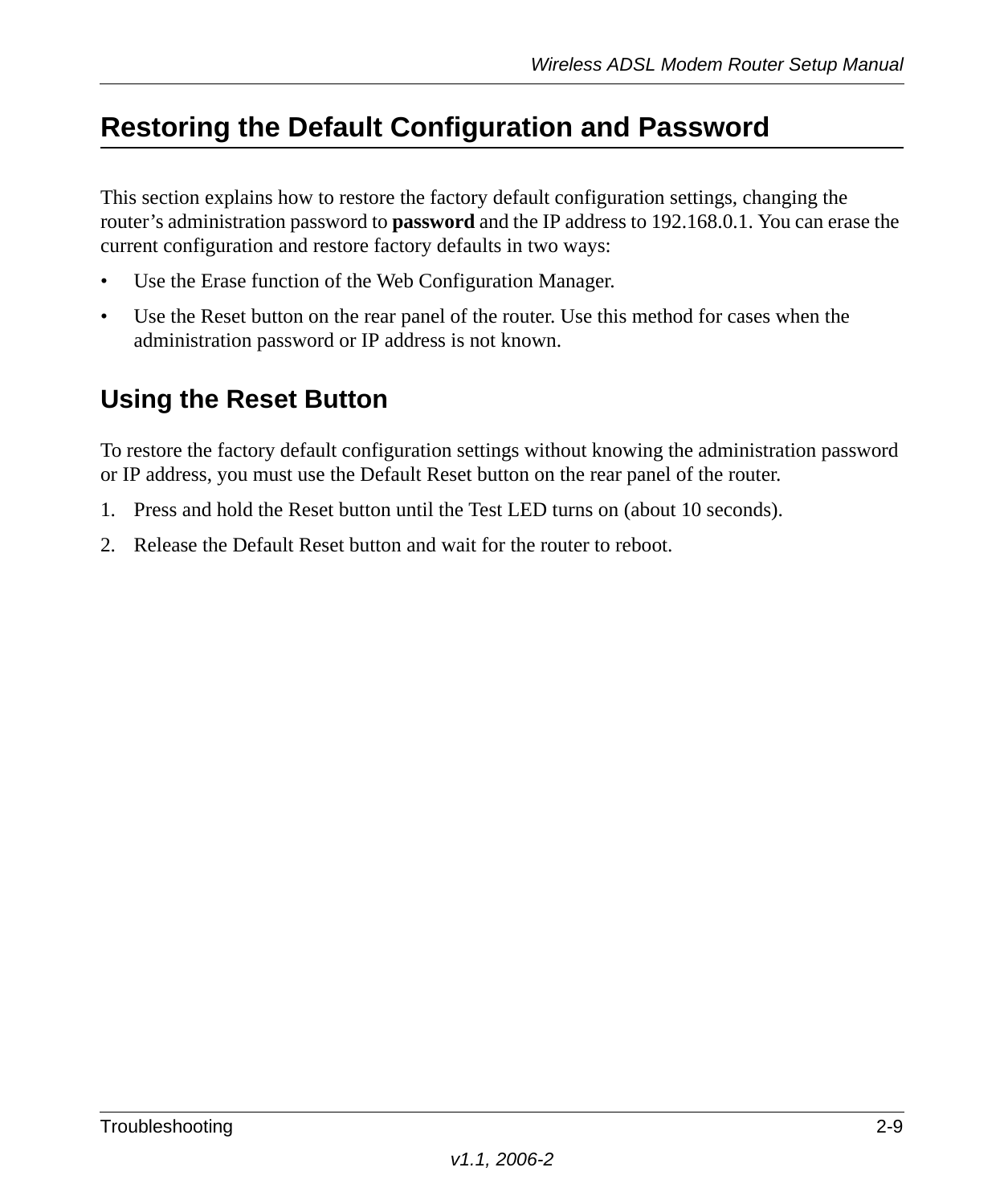## Restoring the Default Configuration and Password

This section explains how to restore the factory default configuration settings, changing the router's administration password to **password** and the IP address to 192.168.0.1. You can erase the current configuration and restore factory defaults in two ways:

- Use the Erase function of the Web Configuration Manager.
- Use the Reset button on the rear panel of the router. Use this method for cases when the administration password or IP address is not known.

### Using the Reset Button

To restore the factory default configuration settings without knowing the administration password or IP address, you must use the Default Reset button on the rear panel of the router.

1. Press and hold the Reset button until the Test LED turns on (about 10 seconds).
2. Release the Default Reset button and wait for the router to reboot.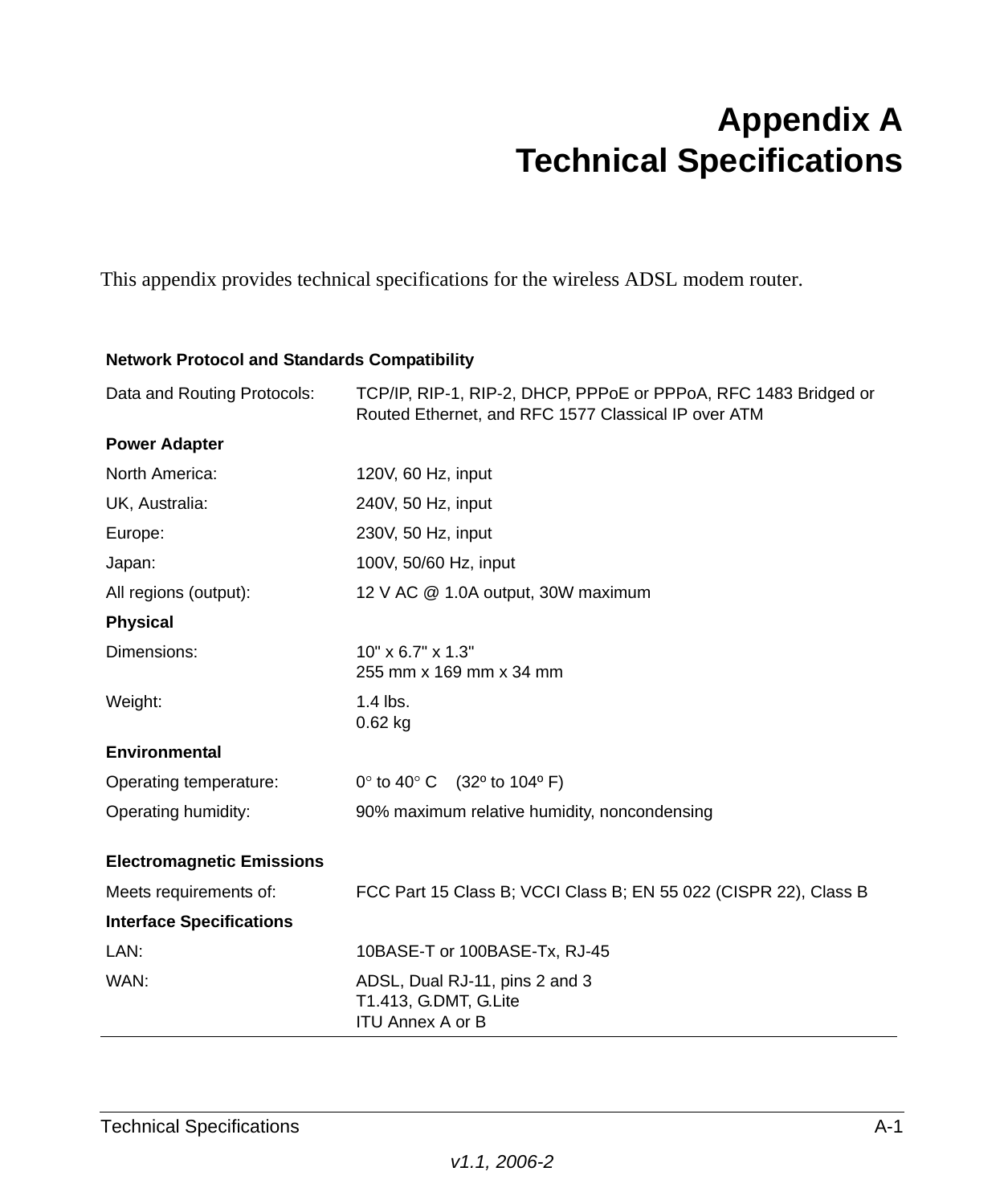# Appendix A
# Technical Specifications

This appendix provides technical specifications for the wireless ADSL modem router.

| **Network Protocol and Standards Compatibility** | |
|---|---|
| Data and Routing Protocols: | TCP/IP, RIP-1, RIP-2, DHCP, PPPoE or PPPoA, RFC 1483 Bridged or Routed Ethernet, and RFC 1577 Classical IP over ATM |
| **Power Adapter** | |
| North America: | 120V, 60 Hz, input |
| UK, Australia: | 240V, 50 Hz, input |
| Europe: | 230V, 50 Hz, input |
| Japan: | 100V, 50/60 Hz, input |
| All regions (output): | 12 V AC @ 1.0A output, 30W maximum |
| **Physical** | |
| Dimensions: | 10" x 6.7" x 1.3"<br>255 mm x 169 mm x 34 mm |
| Weight: | 1.4 lbs.<br>0.62 kg |
| **Environmental** | |
| Operating temperature: | 0° to 40° C (32º to 104º F) |
| Operating humidity: | 90% maximum relative humidity, noncondensing |
| **Electromagnetic Emissions** | |
| Meets requirements of: | FCC Part 15 Class B; VCCI Class B; EN 55 022 (CISPR 22), Class B |
| **Interface Specifications** | |
| LAN: | 10BASE-T or 100BASE-Tx, RJ-45 |
| WAN: | ADSL, Dual RJ-11, pins 2 and 3<br>T1.413, G.DMT, G.Lite<br>ITU Annex A or B |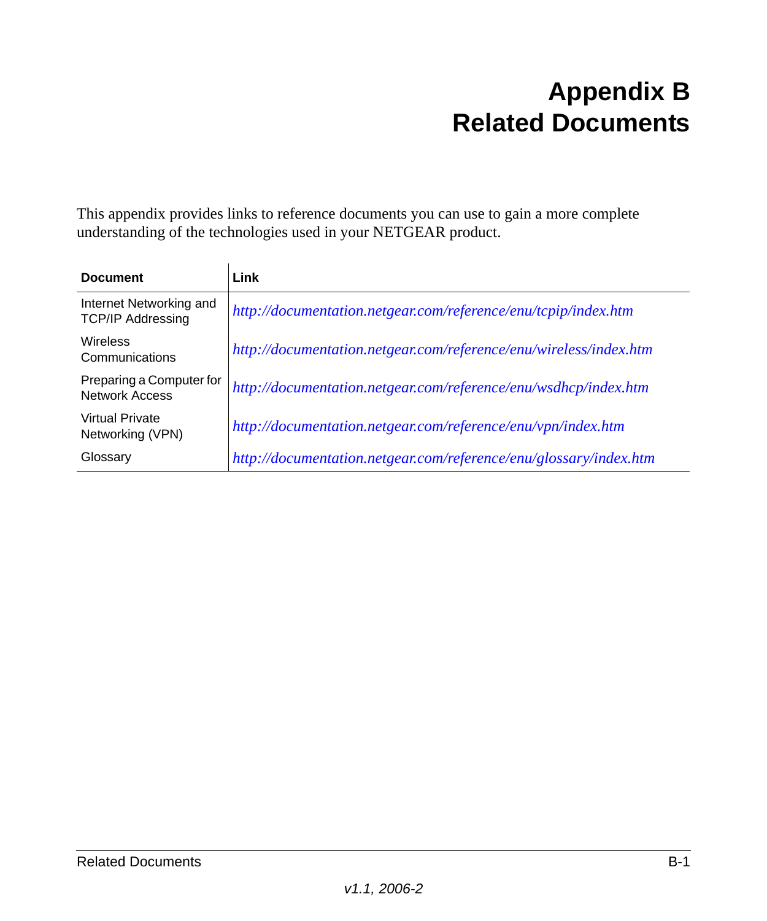# Appendix B
# Related Documents

This appendix provides links to reference documents you can use to gain a more complete understanding of the technologies used in your NETGEAR product.

| Document | Link |
|---|---|
| Internet Networking and TCP/IP Addressing | *http://documentation.netgear.com/reference/enu/tcpip/index.htm* |
| Wireless Communications | *http://documentation.netgear.com/reference/enu/wireless/index.htm* |
| Preparing a Computer for Network Access | *http://documentation.netgear.com/reference/enu/wsdhcp/index.htm* |
| Virtual Private Networking (VPN) | *http://documentation.netgear.com/reference/enu/vpn/index.htm* |
| Glossary | *http://documentation.netgear.com/reference/enu/glossary/index.htm* |